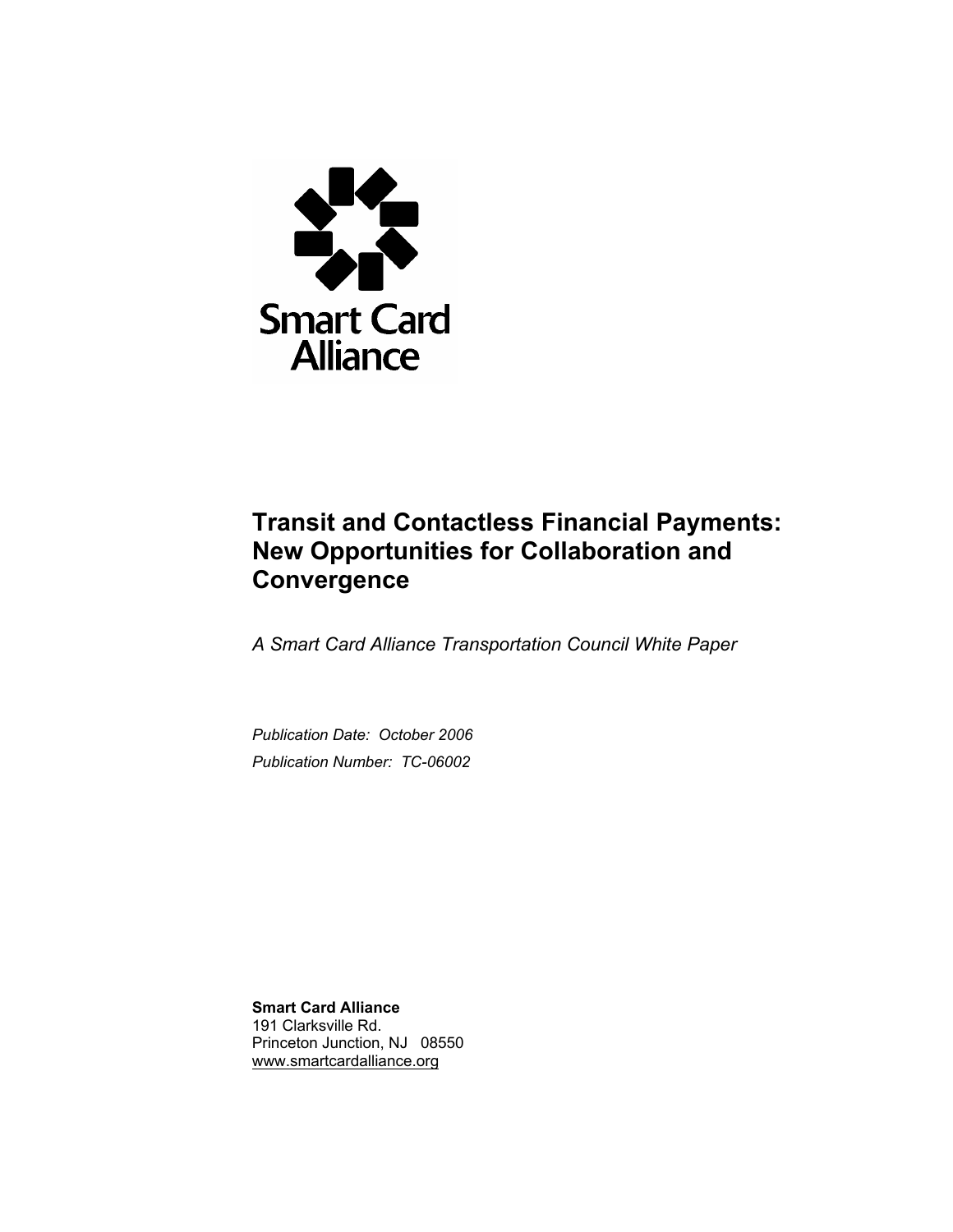Smart Card Alliance

# Transit and Contactless Financial Payments: New Opportunities for Collaboration and Convergence

*A Smart Card Alliance Transportation Council White Paper*

*Publication Date: October 2006*

*Publication Number: TC-06002*

**Smart Card Alliance**
191 Clarksville Rd.
Princeton Junction, NJ 08550
www.smartcardalliance.org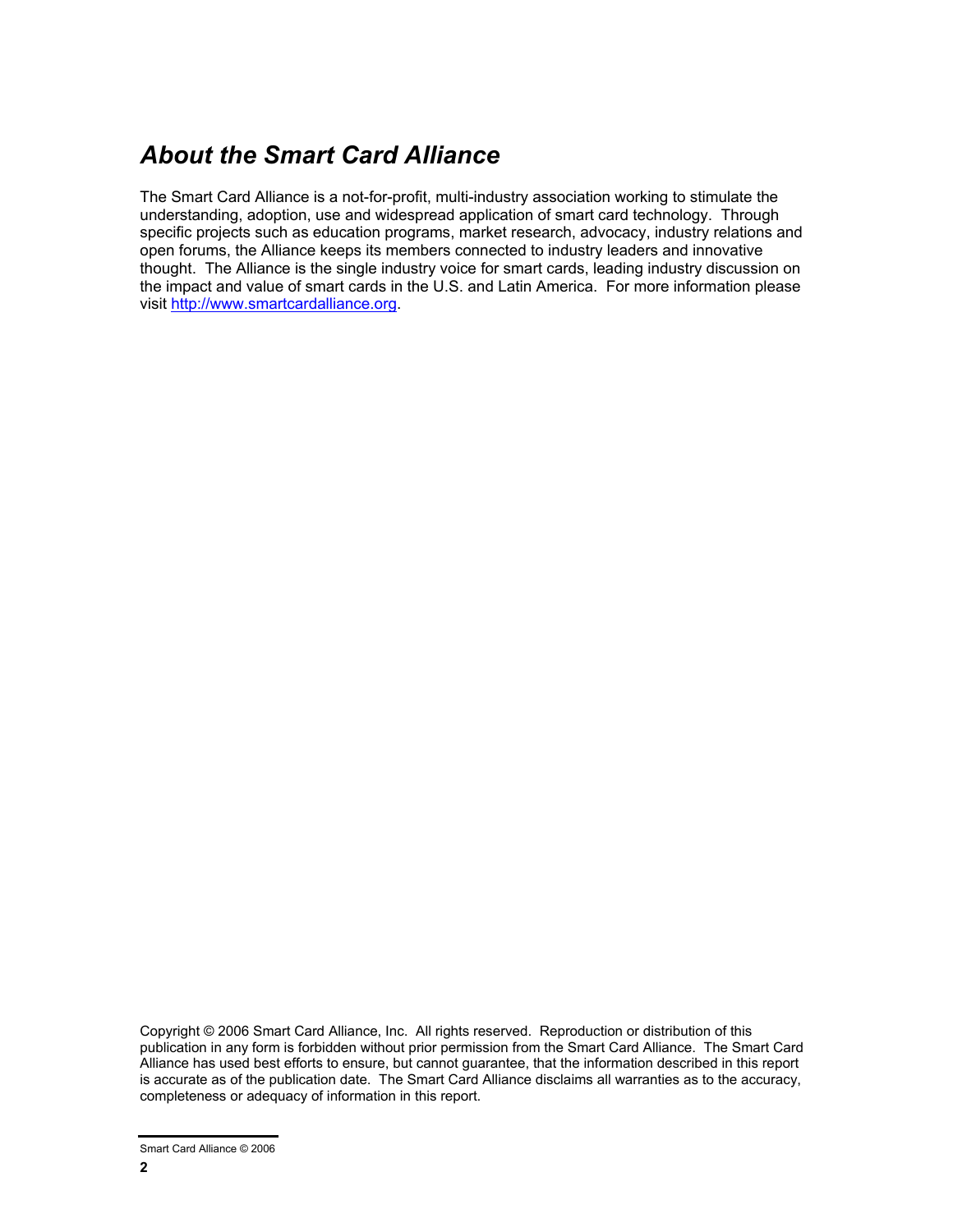## *About the Smart Card Alliance*

The Smart Card Alliance is a not-for-profit, multi-industry association working to stimulate the understanding, adoption, use and widespread application of smart card technology. Through specific projects such as education programs, market research, advocacy, industry relations and open forums, the Alliance keeps its members connected to industry leaders and innovative thought. The Alliance is the single industry voice for smart cards, leading industry discussion on the impact and value of smart cards in the U.S. and Latin America. For more information please visit [http://www.smartcardalliance.org](http://www.smartcardalliance.org).

Copyright © 2006 Smart Card Alliance, Inc. All rights reserved. Reproduction or distribution of this publication in any form is forbidden without prior permission from the Smart Card Alliance. The Smart Card Alliance has used best efforts to ensure, but cannot guarantee, that the information described in this report is accurate as of the publication date. The Smart Card Alliance disclaims all warranties as to the accuracy, completeness or adequacy of information in this report.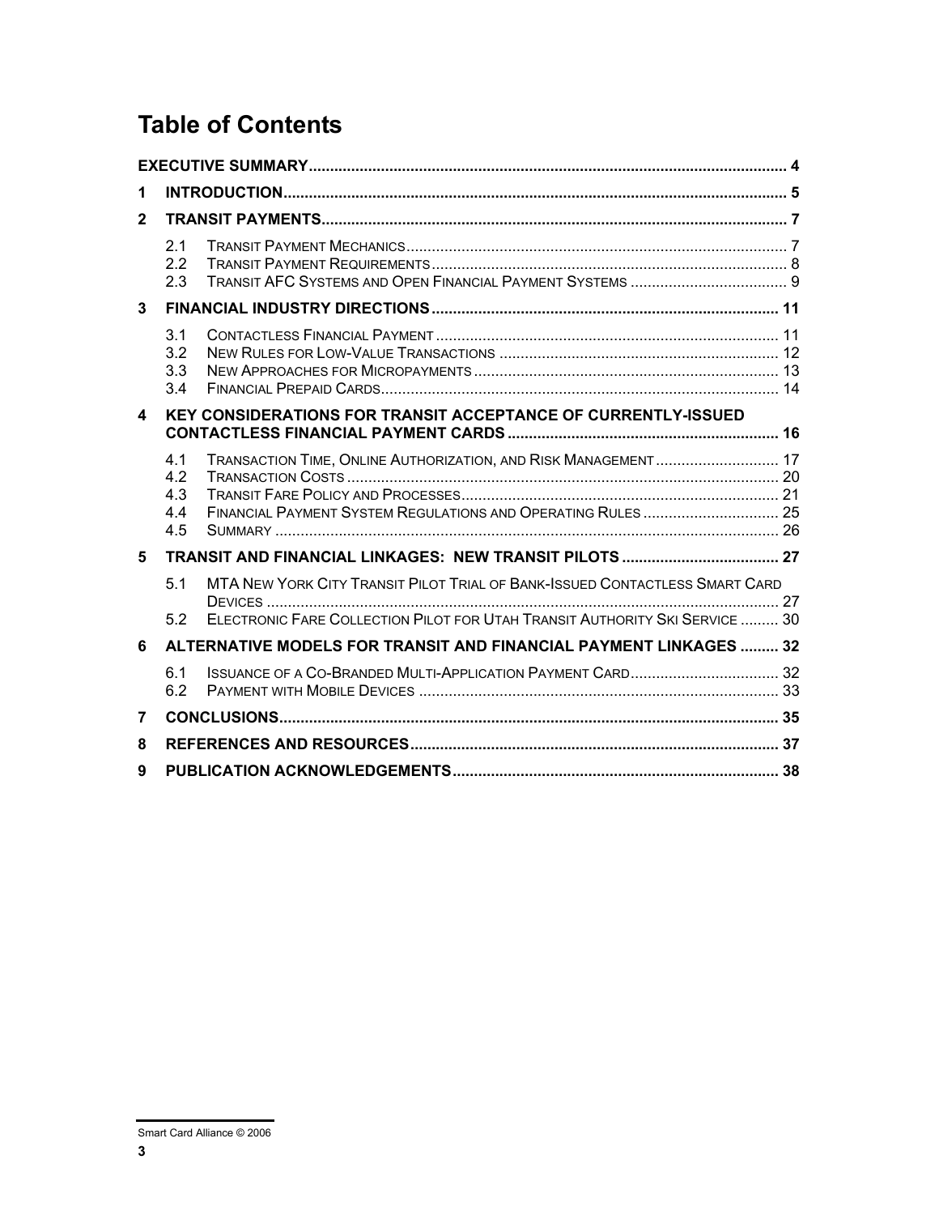# Table of Contents

**EXECUTIVE SUMMARY** ..... 4

**1 INTRODUCTION** ..... 5

**2 TRANSIT PAYMENTS** ..... 7

- 2.1 TRANSIT PAYMENT MECHANICS ..... 7
- 2.2 TRANSIT PAYMENT REQUIREMENTS ..... 8
- 2.3 TRANSIT AFC SYSTEMS AND OPEN FINANCIAL PAYMENT SYSTEMS ..... 9

**3 FINANCIAL INDUSTRY DIRECTIONS** ..... 11

- 3.1 CONTACTLESS FINANCIAL PAYMENT ..... 11
- 3.2 NEW RULES FOR LOW-VALUE TRANSACTIONS ..... 12
- 3.3 NEW APPROACHES FOR MICROPAYMENTS ..... 13
- 3.4 FINANCIAL PREPAID CARDS ..... 14

**4 KEY CONSIDERATIONS FOR TRANSIT ACCEPTANCE OF CURRENTLY-ISSUED CONTACTLESS FINANCIAL PAYMENT CARDS** ..... 16

- 4.1 TRANSACTION TIME, ONLINE AUTHORIZATION, AND RISK MANAGEMENT ..... 17
- 4.2 TRANSACTION COSTS ..... 20
- 4.3 TRANSIT FARE POLICY AND PROCESSES ..... 21
- 4.4 FINANCIAL PAYMENT SYSTEM REGULATIONS AND OPERATING RULES ..... 25
- 4.5 SUMMARY ..... 26

**5 TRANSIT AND FINANCIAL LINKAGES: NEW TRANSIT PILOTS** ..... 27

- 5.1 MTA NEW YORK CITY TRANSIT PILOT TRIAL OF BANK-ISSUED CONTACTLESS SMART CARD DEVICES ..... 27
- 5.2 ELECTRONIC FARE COLLECTION PILOT FOR UTAH TRANSIT AUTHORITY SKI SERVICE ..... 30

**6 ALTERNATIVE MODELS FOR TRANSIT AND FINANCIAL PAYMENT LINKAGES** ..... 32

- 6.1 ISSUANCE OF A CO-BRANDED MULTI-APPLICATION PAYMENT CARD ..... 32
- 6.2 PAYMENT WITH MOBILE DEVICES ..... 33

**7 CONCLUSIONS** ..... 35

**8 REFERENCES AND RESOURCES** ..... 37

**9 PUBLICATION ACKNOWLEDGEMENTS** ..... 38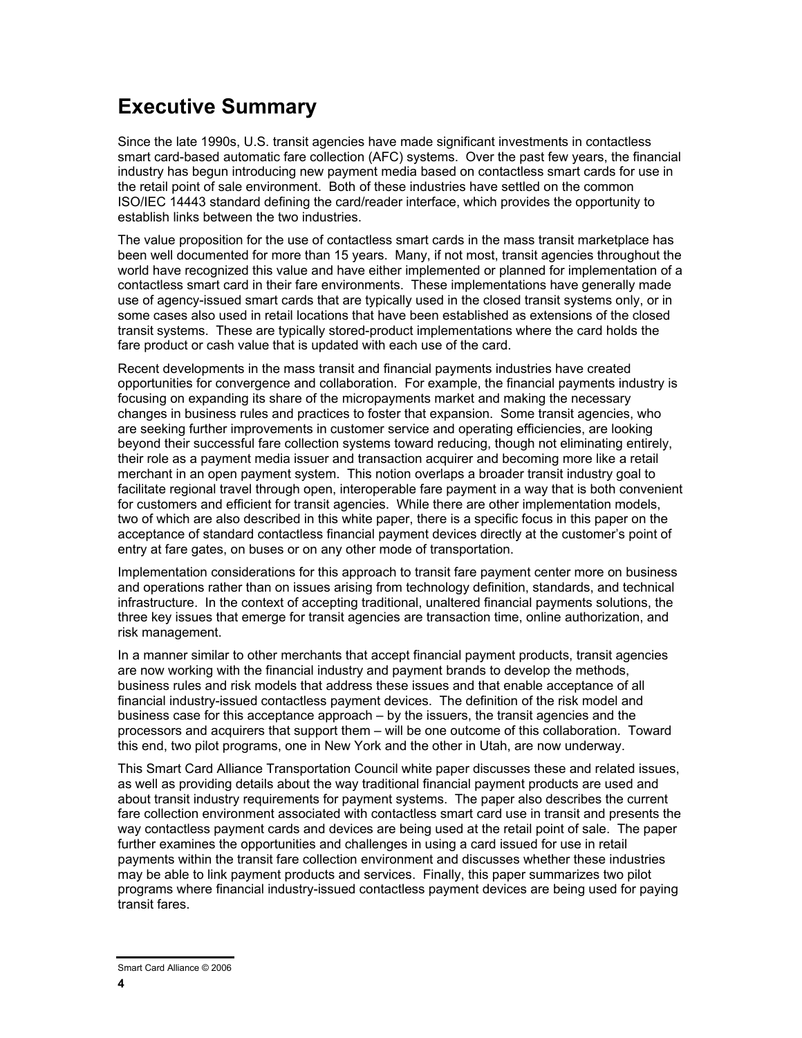# Executive Summary

Since the late 1990s, U.S. transit agencies have made significant investments in contactless smart card-based automatic fare collection (AFC) systems. Over the past few years, the financial industry has begun introducing new payment media based on contactless smart cards for use in the retail point of sale environment. Both of these industries have settled on the common ISO/IEC 14443 standard defining the card/reader interface, which provides the opportunity to establish links between the two industries.

The value proposition for the use of contactless smart cards in the mass transit marketplace has been well documented for more than 15 years. Many, if not most, transit agencies throughout the world have recognized this value and have either implemented or planned for implementation of a contactless smart card in their fare environments. These implementations have generally made use of agency-issued smart cards that are typically used in the closed transit systems only, or in some cases also used in retail locations that have been established as extensions of the closed transit systems. These are typically stored-product implementations where the card holds the fare product or cash value that is updated with each use of the card.

Recent developments in the mass transit and financial payments industries have created opportunities for convergence and collaboration. For example, the financial payments industry is focusing on expanding its share of the micropayments market and making the necessary changes in business rules and practices to foster that expansion. Some transit agencies, who are seeking further improvements in customer service and operating efficiencies, are looking beyond their successful fare collection systems toward reducing, though not eliminating entirely, their role as a payment media issuer and transaction acquirer and becoming more like a retail merchant in an open payment system. This notion overlaps a broader transit industry goal to facilitate regional travel through open, interoperable fare payment in a way that is both convenient for customers and efficient for transit agencies. While there are other implementation models, two of which are also described in this white paper, there is a specific focus in this paper on the acceptance of standard contactless financial payment devices directly at the customer's point of entry at fare gates, on buses or on any other mode of transportation.

Implementation considerations for this approach to transit fare payment center more on business and operations rather than on issues arising from technology definition, standards, and technical infrastructure. In the context of accepting traditional, unaltered financial payments solutions, the three key issues that emerge for transit agencies are transaction time, online authorization, and risk management.

In a manner similar to other merchants that accept financial payment products, transit agencies are now working with the financial industry and payment brands to develop the methods, business rules and risk models that address these issues and that enable acceptance of all financial industry-issued contactless payment devices. The definition of the risk model and business case for this acceptance approach – by the issuers, the transit agencies and the processors and acquirers that support them – will be one outcome of this collaboration. Toward this end, two pilot programs, one in New York and the other in Utah, are now underway.

This Smart Card Alliance Transportation Council white paper discusses these and related issues, as well as providing details about the way traditional financial payment products are used and about transit industry requirements for payment systems. The paper also describes the current fare collection environment associated with contactless smart card use in transit and presents the way contactless payment cards and devices are being used at the retail point of sale. The paper further examines the opportunities and challenges in using a card issued for use in retail payments within the transit fare collection environment and discusses whether these industries may be able to link payment products and services. Finally, this paper summarizes two pilot programs where financial industry-issued contactless payment devices are being used for paying transit fares.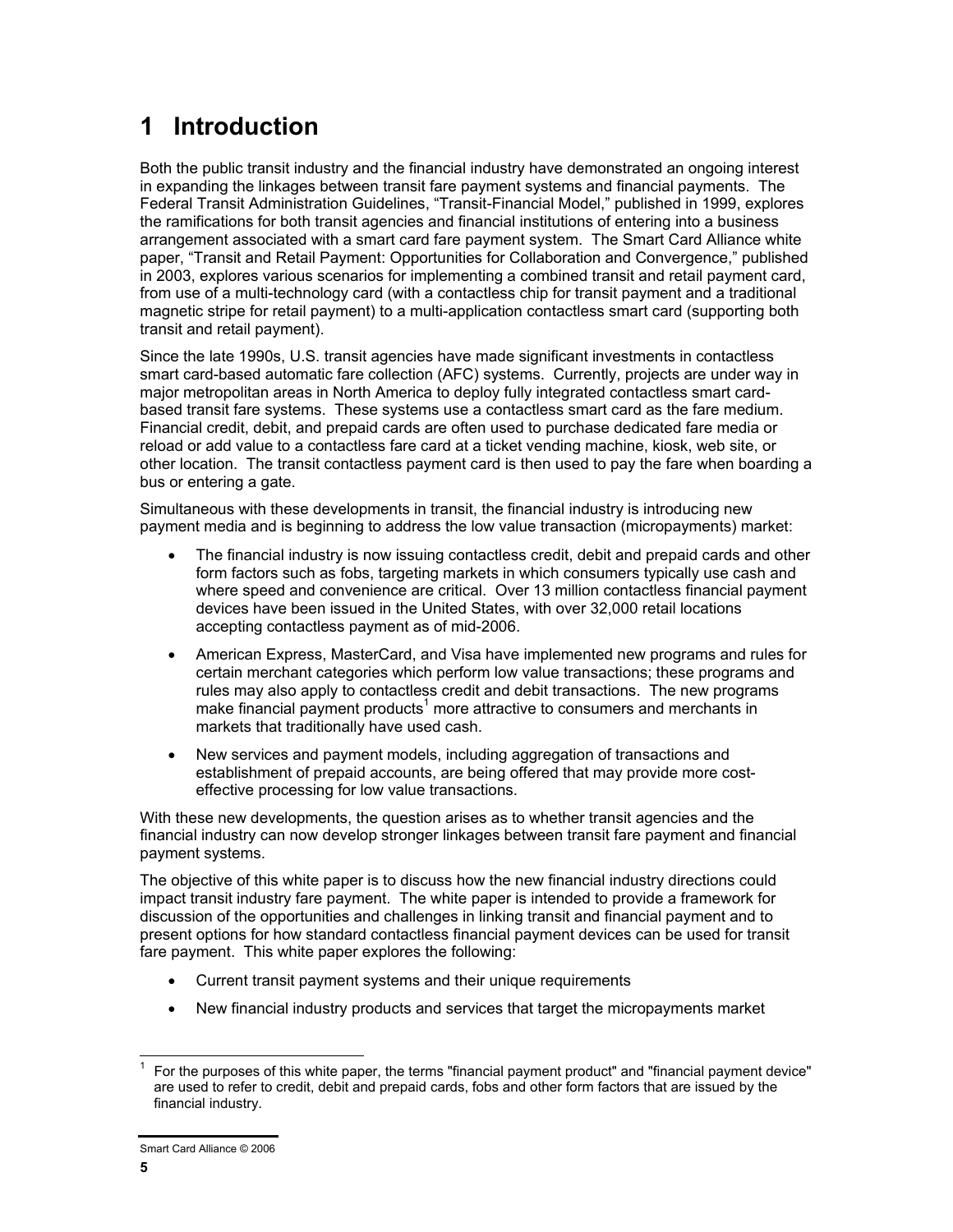# 1 Introduction

Both the public transit industry and the financial industry have demonstrated an ongoing interest in expanding the linkages between transit fare payment systems and financial payments. The Federal Transit Administration Guidelines, "Transit-Financial Model," published in 1999, explores the ramifications for both transit agencies and financial institutions of entering into a business arrangement associated with a smart card fare payment system. The Smart Card Alliance white paper, "Transit and Retail Payment: Opportunities for Collaboration and Convergence," published in 2003, explores various scenarios for implementing a combined transit and retail payment card, from use of a multi-technology card (with a contactless chip for transit payment and a traditional magnetic stripe for retail payment) to a multi-application contactless smart card (supporting both transit and retail payment).

Since the late 1990s, U.S. transit agencies have made significant investments in contactless smart card-based automatic fare collection (AFC) systems. Currently, projects are under way in major metropolitan areas in North America to deploy fully integrated contactless smart card-based transit fare systems. These systems use a contactless smart card as the fare medium. Financial credit, debit, and prepaid cards are often used to purchase dedicated fare media or reload or add value to a contactless fare card at a ticket vending machine, kiosk, web site, or other location. The transit contactless payment card is then used to pay the fare when boarding a bus or entering a gate.

Simultaneous with these developments in transit, the financial industry is introducing new payment media and is beginning to address the low value transaction (micropayments) market:

- The financial industry is now issuing contactless credit, debit and prepaid cards and other form factors such as fobs, targeting markets in which consumers typically use cash and where speed and convenience are critical. Over 13 million contactless financial payment devices have been issued in the United States, with over 32,000 retail locations accepting contactless payment as of mid-2006.
- American Express, MasterCard, and Visa have implemented new programs and rules for certain merchant categories which perform low value transactions; these programs and rules may also apply to contactless credit and debit transactions. The new programs make financial payment products[1] more attractive to consumers and merchants in markets that traditionally have used cash.
- New services and payment models, including aggregation of transactions and establishment of prepaid accounts, are being offered that may provide more cost-effective processing for low value transactions.

With these new developments, the question arises as to whether transit agencies and the financial industry can now develop stronger linkages between transit fare payment and financial payment systems.

The objective of this white paper is to discuss how the new financial industry directions could impact transit industry fare payment. The white paper is intended to provide a framework for discussion of the opportunities and challenges in linking transit and financial payment and to present options for how standard contactless financial payment devices can be used for transit fare payment. This white paper explores the following:

- Current transit payment systems and their unique requirements
- New financial industry products and services that target the micropayments market

[1] For the purposes of this white paper, the terms "financial payment product" and "financial payment device" are used to refer to credit, debit and prepaid cards, fobs and other form factors that are issued by the financial industry.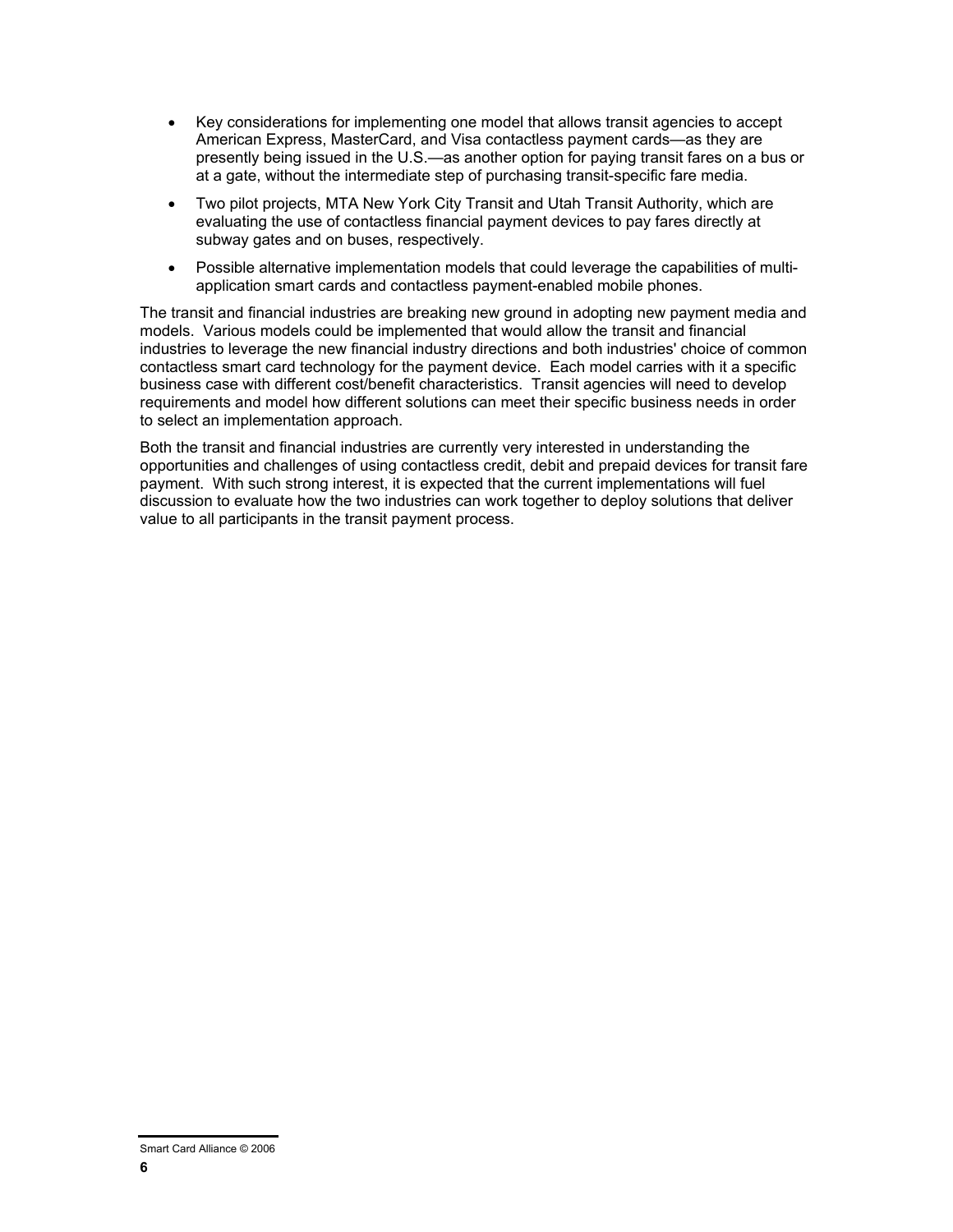- Key considerations for implementing one model that allows transit agencies to accept American Express, MasterCard, and Visa contactless payment cards—as they are presently being issued in the U.S.—as another option for paying transit fares on a bus or at a gate, without the intermediate step of purchasing transit-specific fare media.
- Two pilot projects, MTA New York City Transit and Utah Transit Authority, which are evaluating the use of contactless financial payment devices to pay fares directly at subway gates and on buses, respectively.
- Possible alternative implementation models that could leverage the capabilities of multi-application smart cards and contactless payment-enabled mobile phones.

The transit and financial industries are breaking new ground in adopting new payment media and models. Various models could be implemented that would allow the transit and financial industries to leverage the new financial industry directions and both industries' choice of common contactless smart card technology for the payment device. Each model carries with it a specific business case with different cost/benefit characteristics. Transit agencies will need to develop requirements and model how different solutions can meet their specific business needs in order to select an implementation approach.

Both the transit and financial industries are currently very interested in understanding the opportunities and challenges of using contactless credit, debit and prepaid devices for transit fare payment. With such strong interest, it is expected that the current implementations will fuel discussion to evaluate how the two industries can work together to deploy solutions that deliver value to all participants in the transit payment process.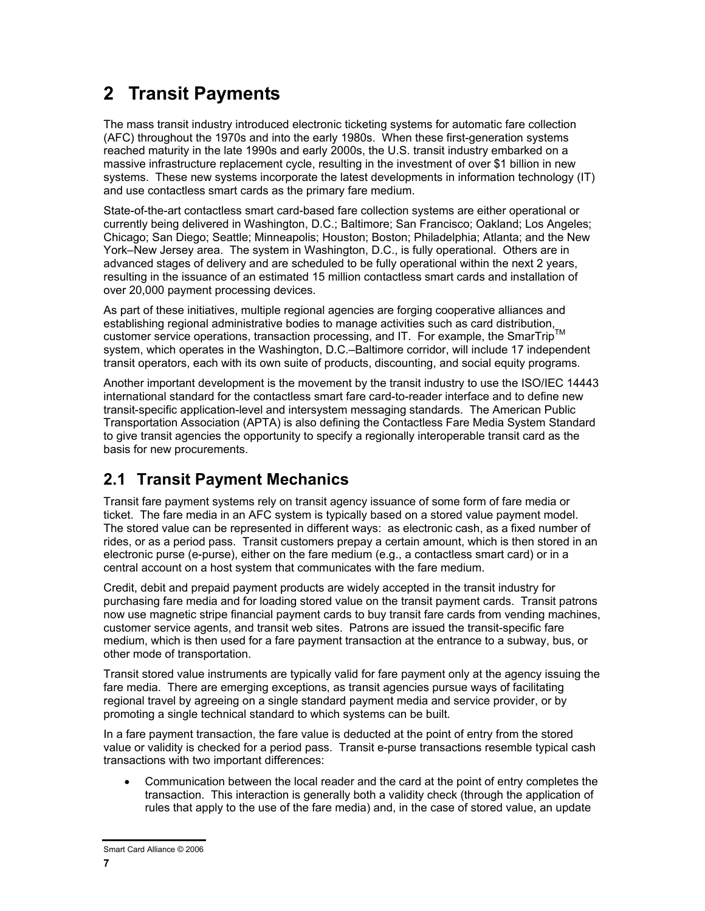# 2 Transit Payments

The mass transit industry introduced electronic ticketing systems for automatic fare collection (AFC) throughout the 1970s and into the early 1980s. When these first-generation systems reached maturity in the late 1990s and early 2000s, the U.S. transit industry embarked on a massive infrastructure replacement cycle, resulting in the investment of over $1 billion in new systems. These new systems incorporate the latest developments in information technology (IT) and use contactless smart cards as the primary fare medium.

State-of-the-art contactless smart card-based fare collection systems are either operational or currently being delivered in Washington, D.C.; Baltimore; San Francisco; Oakland; Los Angeles; Chicago; San Diego; Seattle; Minneapolis; Houston; Boston; Philadelphia; Atlanta; and the New York–New Jersey area. The system in Washington, D.C., is fully operational. Others are in advanced stages of delivery and are scheduled to be fully operational within the next 2 years, resulting in the issuance of an estimated 15 million contactless smart cards and installation of over 20,000 payment processing devices.

As part of these initiatives, multiple regional agencies are forging cooperative alliances and establishing regional administrative bodies to manage activities such as card distribution, customer service operations, transaction processing, and IT. For example, the SmarTrip™ system, which operates in the Washington, D.C.–Baltimore corridor, will include 17 independent transit operators, each with its own suite of products, discounting, and social equity programs.

Another important development is the movement by the transit industry to use the ISO/IEC 14443 international standard for the contactless smart fare card-to-reader interface and to define new transit-specific application-level and intersystem messaging standards. The American Public Transportation Association (APTA) is also defining the Contactless Fare Media System Standard to give transit agencies the opportunity to specify a regionally interoperable transit card as the basis for new procurements.

## 2.1 Transit Payment Mechanics

Transit fare payment systems rely on transit agency issuance of some form of fare media or ticket. The fare media in an AFC system is typically based on a stored value payment model. The stored value can be represented in different ways: as electronic cash, as a fixed number of rides, or as a period pass. Transit customers prepay a certain amount, which is then stored in an electronic purse (e-purse), either on the fare medium (e.g., a contactless smart card) or in a central account on a host system that communicates with the fare medium.

Credit, debit and prepaid payment products are widely accepted in the transit industry for purchasing fare media and for loading stored value on the transit payment cards. Transit patrons now use magnetic stripe financial payment cards to buy transit fare cards from vending machines, customer service agents, and transit web sites. Patrons are issued the transit-specific fare medium, which is then used for a fare payment transaction at the entrance to a subway, bus, or other mode of transportation.

Transit stored value instruments are typically valid for fare payment only at the agency issuing the fare media. There are emerging exceptions, as transit agencies pursue ways of facilitating regional travel by agreeing on a single standard payment media and service provider, or by promoting a single technical standard to which systems can be built.

In a fare payment transaction, the fare value is deducted at the point of entry from the stored value or validity is checked for a period pass. Transit e-purse transactions resemble typical cash transactions with two important differences:

- Communication between the local reader and the card at the point of entry completes the transaction. This interaction is generally both a validity check (through the application of rules that apply to the use of the fare media) and, in the case of stored value, an update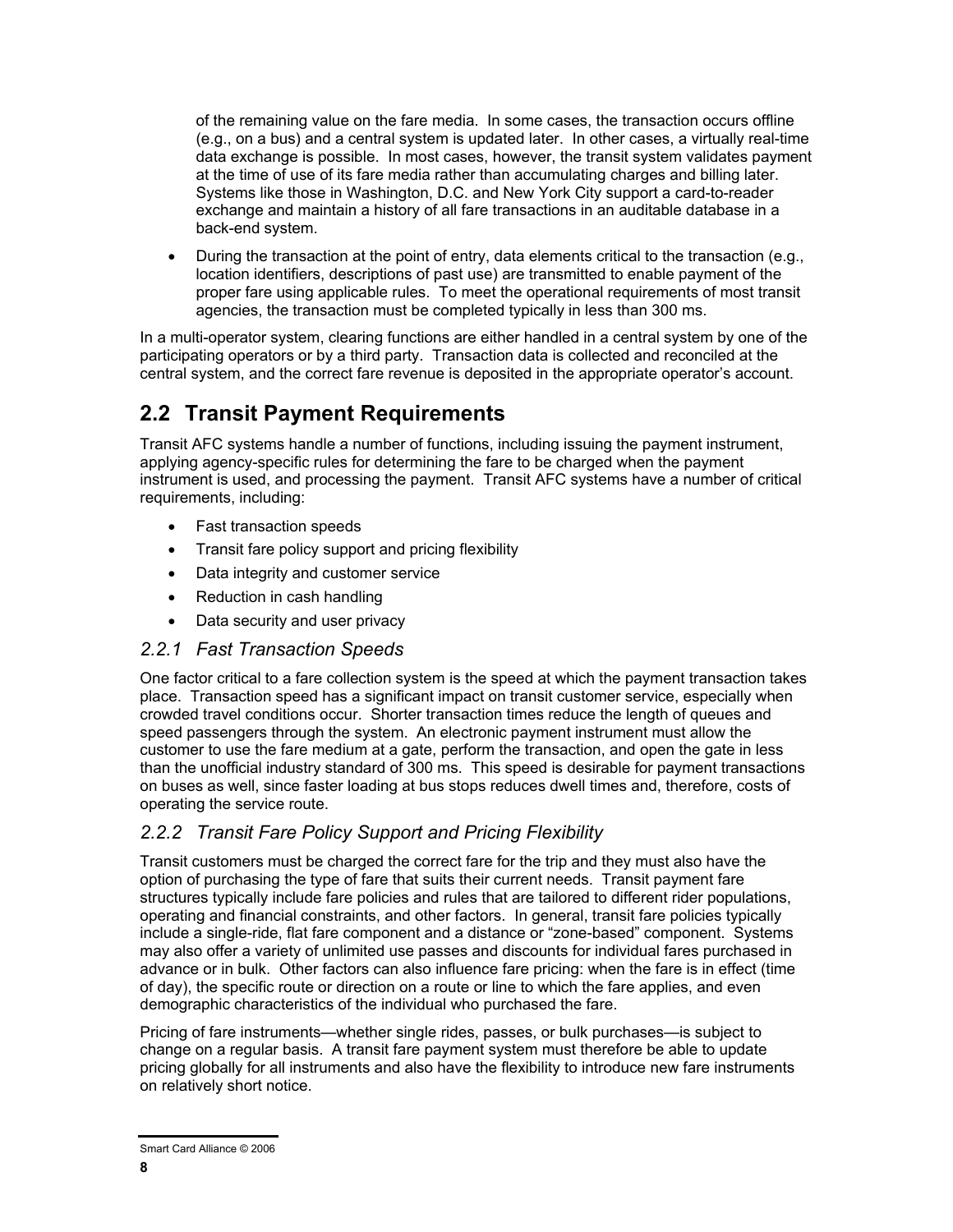of the remaining value on the fare media. In some cases, the transaction occurs offline (e.g., on a bus) and a central system is updated later. In other cases, a virtually real-time data exchange is possible. In most cases, however, the transit system validates payment at the time of use of its fare media rather than accumulating charges and billing later. Systems like those in Washington, D.C. and New York City support a card-to-reader exchange and maintain a history of all fare transactions in an auditable database in a back-end system.

- During the transaction at the point of entry, data elements critical to the transaction (e.g., location identifiers, descriptions of past use) are transmitted to enable payment of the proper fare using applicable rules. To meet the operational requirements of most transit agencies, the transaction must be completed typically in less than 300 ms.

In a multi-operator system, clearing functions are either handled in a central system by one of the participating operators or by a third party. Transaction data is collected and reconciled at the central system, and the correct fare revenue is deposited in the appropriate operator's account.

## 2.2 Transit Payment Requirements

Transit AFC systems handle a number of functions, including issuing the payment instrument, applying agency-specific rules for determining the fare to be charged when the payment instrument is used, and processing the payment. Transit AFC systems have a number of critical requirements, including:

- Fast transaction speeds
- Transit fare policy support and pricing flexibility
- Data integrity and customer service
- Reduction in cash handling
- Data security and user privacy

### *2.2.1 Fast Transaction Speeds*

One factor critical to a fare collection system is the speed at which the payment transaction takes place. Transaction speed has a significant impact on transit customer service, especially when crowded travel conditions occur. Shorter transaction times reduce the length of queues and speed passengers through the system. An electronic payment instrument must allow the customer to use the fare medium at a gate, perform the transaction, and open the gate in less than the unofficial industry standard of 300 ms. This speed is desirable for payment transactions on buses as well, since faster loading at bus stops reduces dwell times and, therefore, costs of operating the service route.

### *2.2.2 Transit Fare Policy Support and Pricing Flexibility*

Transit customers must be charged the correct fare for the trip and they must also have the option of purchasing the type of fare that suits their current needs. Transit payment fare structures typically include fare policies and rules that are tailored to different rider populations, operating and financial constraints, and other factors. In general, transit fare policies typically include a single-ride, flat fare component and a distance or "zone-based" component. Systems may also offer a variety of unlimited use passes and discounts for individual fares purchased in advance or in bulk. Other factors can also influence fare pricing: when the fare is in effect (time of day), the specific route or direction on a route or line to which the fare applies, and even demographic characteristics of the individual who purchased the fare.

Pricing of fare instruments—whether single rides, passes, or bulk purchases—is subject to change on a regular basis. A transit fare payment system must therefore be able to update pricing globally for all instruments and also have the flexibility to introduce new fare instruments on relatively short notice.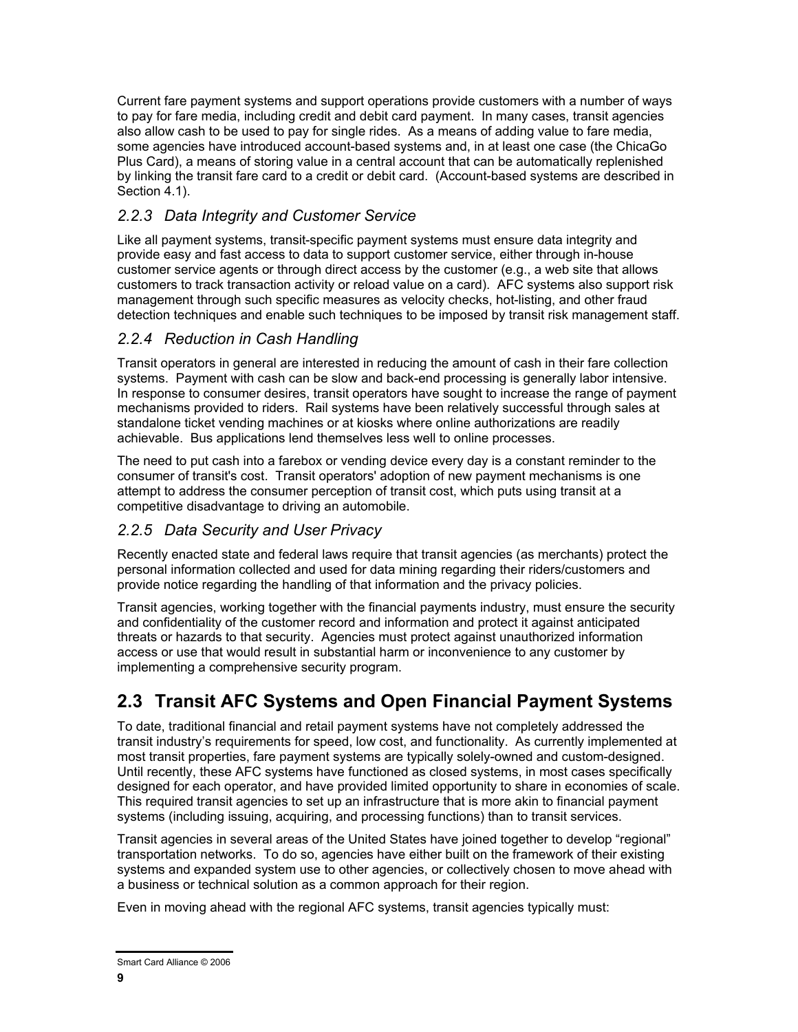Current fare payment systems and support operations provide customers with a number of ways to pay for fare media, including credit and debit card payment. In many cases, transit agencies also allow cash to be used to pay for single rides. As a means of adding value to fare media, some agencies have introduced account-based systems and, in at least one case (the ChicaGo Plus Card), a means of storing value in a central account that can be automatically replenished by linking the transit fare card to a credit or debit card. (Account-based systems are described in Section 4.1).

### *2.2.3 Data Integrity and Customer Service*

Like all payment systems, transit-specific payment systems must ensure data integrity and provide easy and fast access to data to support customer service, either through in-house customer service agents or through direct access by the customer (e.g., a web site that allows customers to track transaction activity or reload value on a card). AFC systems also support risk management through such specific measures as velocity checks, hot-listing, and other fraud detection techniques and enable such techniques to be imposed by transit risk management staff.

### *2.2.4 Reduction in Cash Handling*

Transit operators in general are interested in reducing the amount of cash in their fare collection systems. Payment with cash can be slow and back-end processing is generally labor intensive. In response to consumer desires, transit operators have sought to increase the range of payment mechanisms provided to riders. Rail systems have been relatively successful through sales at standalone ticket vending machines or at kiosks where online authorizations are readily achievable. Bus applications lend themselves less well to online processes.

The need to put cash into a farebox or vending device every day is a constant reminder to the consumer of transit's cost. Transit operators' adoption of new payment mechanisms is one attempt to address the consumer perception of transit cost, which puts using transit at a competitive disadvantage to driving an automobile.

### *2.2.5 Data Security and User Privacy*

Recently enacted state and federal laws require that transit agencies (as merchants) protect the personal information collected and used for data mining regarding their riders/customers and provide notice regarding the handling of that information and the privacy policies.

Transit agencies, working together with the financial payments industry, must ensure the security and confidentiality of the customer record and information and protect it against anticipated threats or hazards to that security. Agencies must protect against unauthorized information access or use that would result in substantial harm or inconvenience to any customer by implementing a comprehensive security program.

## 2.3 Transit AFC Systems and Open Financial Payment Systems

To date, traditional financial and retail payment systems have not completely addressed the transit industry's requirements for speed, low cost, and functionality. As currently implemented at most transit properties, fare payment systems are typically solely-owned and custom-designed. Until recently, these AFC systems have functioned as closed systems, in most cases specifically designed for each operator, and have provided limited opportunity to share in economies of scale. This required transit agencies to set up an infrastructure that is more akin to financial payment systems (including issuing, acquiring, and processing functions) than to transit services.

Transit agencies in several areas of the United States have joined together to develop "regional" transportation networks. To do so, agencies have either built on the framework of their existing systems and expanded system use to other agencies, or collectively chosen to move ahead with a business or technical solution as a common approach for their region.

Even in moving ahead with the regional AFC systems, transit agencies typically must: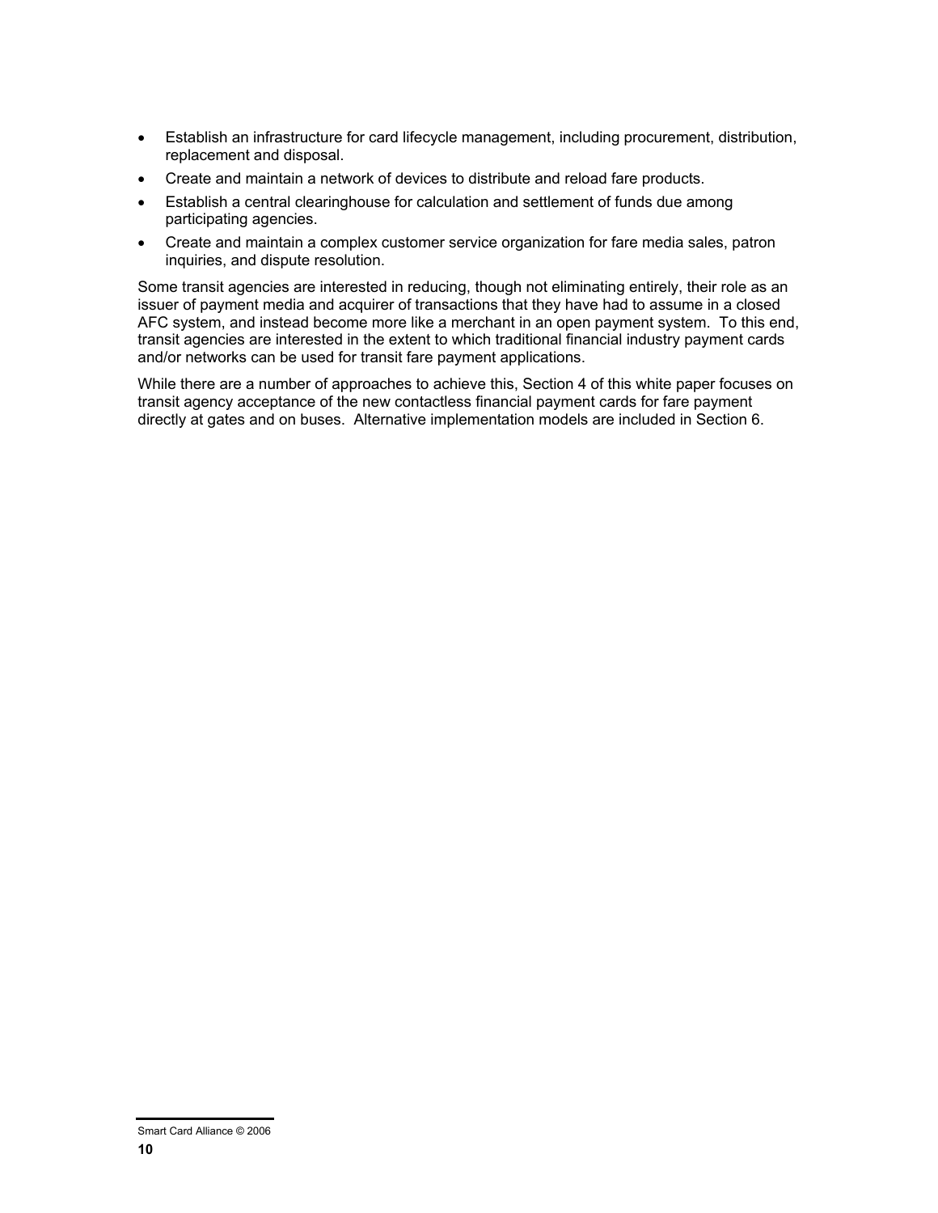- Establish an infrastructure for card lifecycle management, including procurement, distribution, replacement and disposal.
- Create and maintain a network of devices to distribute and reload fare products.
- Establish a central clearinghouse for calculation and settlement of funds due among participating agencies.
- Create and maintain a complex customer service organization for fare media sales, patron inquiries, and dispute resolution.

Some transit agencies are interested in reducing, though not eliminating entirely, their role as an issuer of payment media and acquirer of transactions that they have had to assume in a closed AFC system, and instead become more like a merchant in an open payment system. To this end, transit agencies are interested in the extent to which traditional financial industry payment cards and/or networks can be used for transit fare payment applications.

While there are a number of approaches to achieve this, Section 4 of this white paper focuses on transit agency acceptance of the new contactless financial payment cards for fare payment directly at gates and on buses. Alternative implementation models are included in Section 6.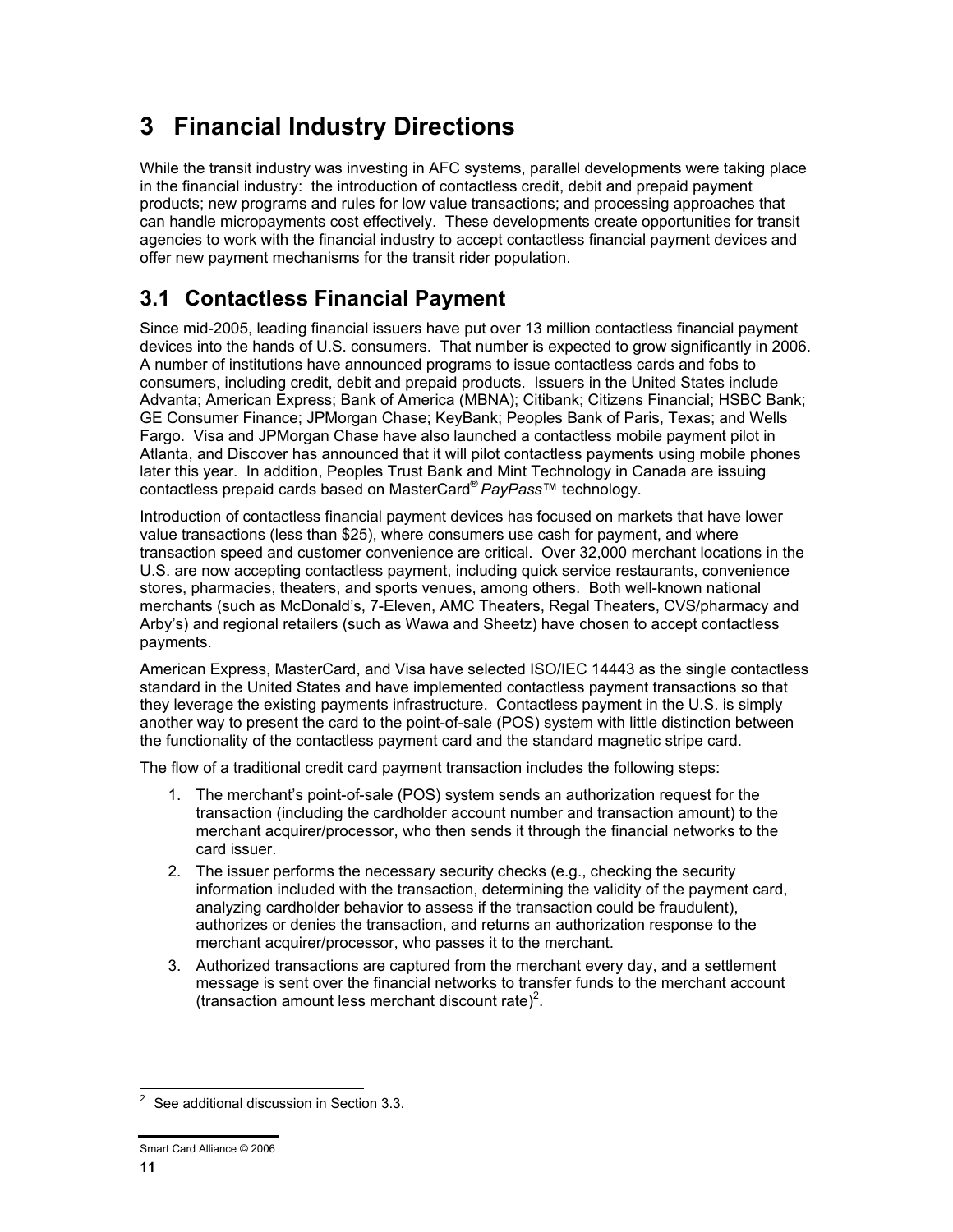# 3 Financial Industry Directions

While the transit industry was investing in AFC systems, parallel developments were taking place in the financial industry: the introduction of contactless credit, debit and prepaid payment products; new programs and rules for low value transactions; and processing approaches that can handle micropayments cost effectively. These developments create opportunities for transit agencies to work with the financial industry to accept contactless financial payment devices and offer new payment mechanisms for the transit rider population.

## 3.1 Contactless Financial Payment

Since mid-2005, leading financial issuers have put over 13 million contactless financial payment devices into the hands of U.S. consumers. That number is expected to grow significantly in 2006. A number of institutions have announced programs to issue contactless cards and fobs to consumers, including credit, debit and prepaid products. Issuers in the United States include Advanta; American Express; Bank of America (MBNA); Citibank; Citizens Financial; HSBC Bank; GE Consumer Finance; JPMorgan Chase; KeyBank; Peoples Bank of Paris, Texas; and Wells Fargo. Visa and JPMorgan Chase have also launched a contactless mobile payment pilot in Atlanta, and Discover has announced that it will pilot contactless payments using mobile phones later this year. In addition, Peoples Trust Bank and Mint Technology in Canada are issuing contactless prepaid cards based on MasterCard® *PayPass*™ technology.

Introduction of contactless financial payment devices has focused on markets that have lower value transactions (less than $25), where consumers use cash for payment, and where transaction speed and customer convenience are critical. Over 32,000 merchant locations in the U.S. are now accepting contactless payment, including quick service restaurants, convenience stores, pharmacies, theaters, and sports venues, among others. Both well-known national merchants (such as McDonald's, 7-Eleven, AMC Theaters, Regal Theaters, CVS/pharmacy and Arby's) and regional retailers (such as Wawa and Sheetz) have chosen to accept contactless payments.

American Express, MasterCard, and Visa have selected ISO/IEC 14443 as the single contactless standard in the United States and have implemented contactless payment transactions so that they leverage the existing payments infrastructure. Contactless payment in the U.S. is simply another way to present the card to the point-of-sale (POS) system with little distinction between the functionality of the contactless payment card and the standard magnetic stripe card.

The flow of a traditional credit card payment transaction includes the following steps:

1. The merchant's point-of-sale (POS) system sends an authorization request for the transaction (including the cardholder account number and transaction amount) to the merchant acquirer/processor, who then sends it through the financial networks to the card issuer.
2. The issuer performs the necessary security checks (e.g., checking the security information included with the transaction, determining the validity of the payment card, analyzing cardholder behavior to assess if the transaction could be fraudulent), authorizes or denies the transaction, and returns an authorization response to the merchant acquirer/processor, who passes it to the merchant.
3. Authorized transactions are captured from the merchant every day, and a settlement message is sent over the financial networks to transfer funds to the merchant account (transaction amount less merchant discount rate)[2].

[2] See additional discussion in Section 3.3.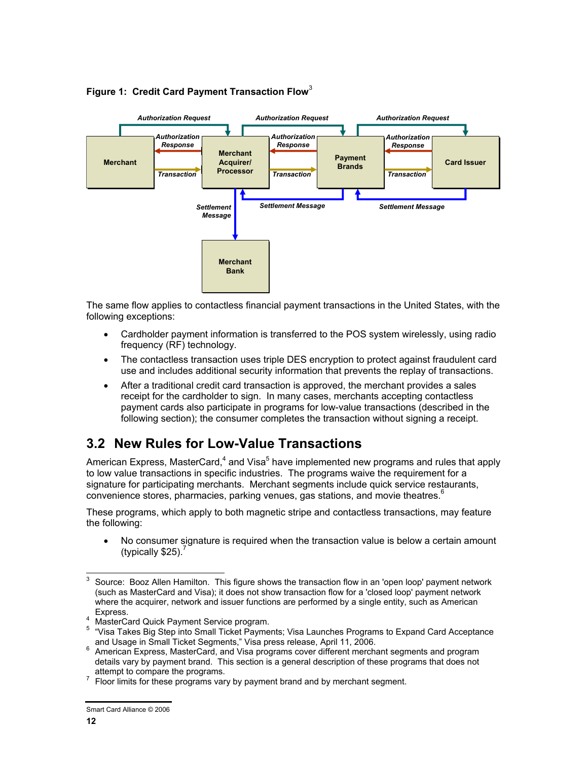**Figure 1: Credit Card Payment Transaction Flow**[3]

The same flow applies to contactless financial payment transactions in the United States, with the following exceptions:

- Cardholder payment information is transferred to the POS system wirelessly, using radio frequency (RF) technology.
- The contactless transaction uses triple DES encryption to protect against fraudulent card use and includes additional security information that prevents the replay of transactions.
- After a traditional credit card transaction is approved, the merchant provides a sales receipt for the cardholder to sign. In many cases, merchants accepting contactless payment cards also participate in programs for low-value transactions (described in the following section); the consumer completes the transaction without signing a receipt.

## 3.2 New Rules for Low-Value Transactions

American Express, MasterCard,[4] and Visa[5] have implemented new programs and rules that apply to low value transactions in specific industries. The programs waive the requirement for a signature for participating merchants. Merchant segments include quick service restaurants, convenience stores, pharmacies, parking venues, gas stations, and movie theatres.[6]

These programs, which apply to both magnetic stripe and contactless transactions, may feature the following:

- No consumer signature is required when the transaction value is below a certain amount (typically $25).[7]

---

[3] Source: Booz Allen Hamilton. This figure shows the transaction flow in an 'open loop' payment network (such as MasterCard and Visa); it does not show transaction flow for a 'closed loop' payment network where the acquirer, network and issuer functions are performed by a single entity, such as American Express.

[4] MasterCard Quick Payment Service program.

[5] "Visa Takes Big Step into Small Ticket Payments; Visa Launches Programs to Expand Card Acceptance and Usage in Small Ticket Segments," Visa press release, April 11, 2006.

[6] American Express, MasterCard, and Visa programs cover different merchant segments and program details vary by payment brand. This section is a general description of these programs that does not attempt to compare the programs.

[7] Floor limits for these programs vary by payment brand and by merchant segment.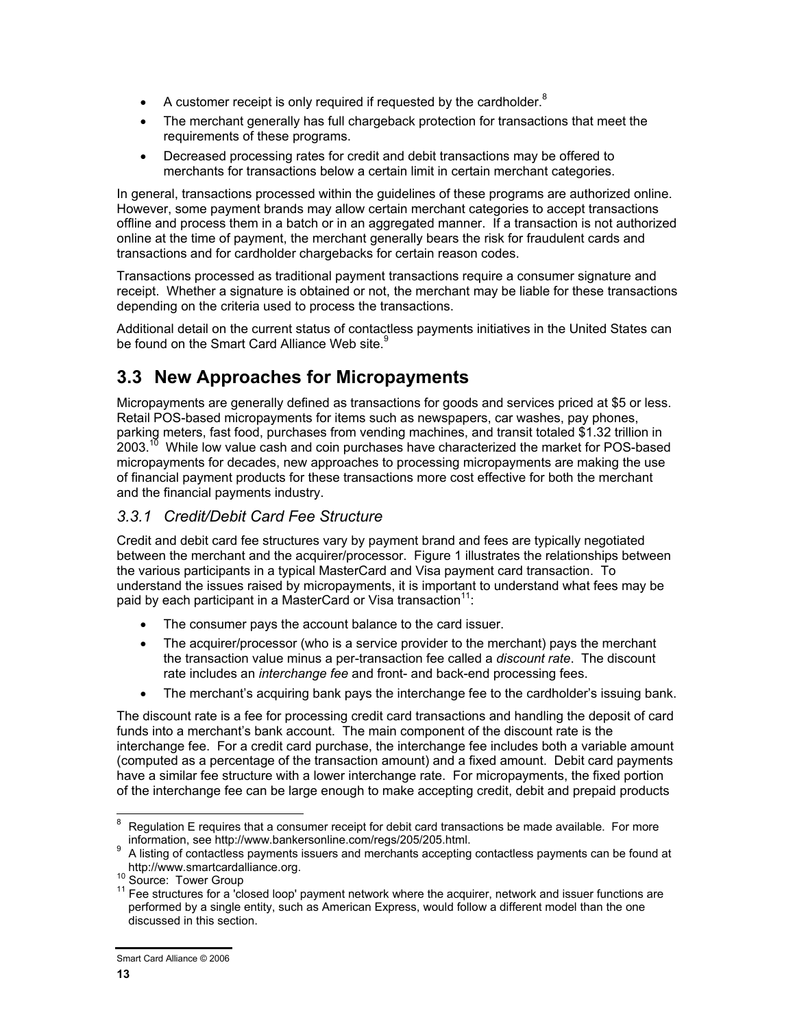- A customer receipt is only required if requested by the cardholder.[8]
- The merchant generally has full chargeback protection for transactions that meet the requirements of these programs.
- Decreased processing rates for credit and debit transactions may be offered to merchants for transactions below a certain limit in certain merchant categories.

In general, transactions processed within the guidelines of these programs are authorized online. However, some payment brands may allow certain merchant categories to accept transactions offline and process them in a batch or in an aggregated manner. If a transaction is not authorized online at the time of payment, the merchant generally bears the risk for fraudulent cards and transactions and for cardholder chargebacks for certain reason codes.

Transactions processed as traditional payment transactions require a consumer signature and receipt. Whether a signature is obtained or not, the merchant may be liable for these transactions depending on the criteria used to process the transactions.

Additional detail on the current status of contactless payments initiatives in the United States can be found on the Smart Card Alliance Web site.[9]

## 3.3 New Approaches for Micropayments

Micropayments are generally defined as transactions for goods and services priced at $5 or less. Retail POS-based micropayments for items such as newspapers, car washes, pay phones, parking meters, fast food, purchases from vending machines, and transit totaled $1.32 trillion in 2003.[10] While low value cash and coin purchases have characterized the market for POS-based micropayments for decades, new approaches to processing micropayments are making the use of financial payment products for these transactions more cost effective for both the merchant and the financial payments industry.

### *3.3.1 Credit/Debit Card Fee Structure*

Credit and debit card fee structures vary by payment brand and fees are typically negotiated between the merchant and the acquirer/processor. Figure 1 illustrates the relationships between the various participants in a typical MasterCard and Visa payment card transaction. To understand the issues raised by micropayments, it is important to understand what fees may be paid by each participant in a MasterCard or Visa transaction[11]:

- The consumer pays the account balance to the card issuer.
- The acquirer/processor (who is a service provider to the merchant) pays the merchant the transaction value minus a per-transaction fee called a *discount rate*. The discount rate includes an *interchange fee* and front- and back-end processing fees.
- The merchant's acquiring bank pays the interchange fee to the cardholder's issuing bank.

The discount rate is a fee for processing credit card transactions and handling the deposit of card funds into a merchant's bank account. The main component of the discount rate is the interchange fee. For a credit card purchase, the interchange fee includes both a variable amount (computed as a percentage of the transaction amount) and a fixed amount. Debit card payments have a similar fee structure with a lower interchange rate. For micropayments, the fixed portion of the interchange fee can be large enough to make accepting credit, debit and prepaid products

---

[8] Regulation E requires that a consumer receipt for debit card transactions be made available. For more information, see http://www.bankersonline.com/regs/205/205.html.

[9] A listing of contactless payments issuers and merchants accepting contactless payments can be found at http://www.smartcardalliance.org.

[10] Source: Tower Group

[11] Fee structures for a 'closed loop' payment network where the acquirer, network and issuer functions are performed by a single entity, such as American Express, would follow a different model than the one discussed in this section.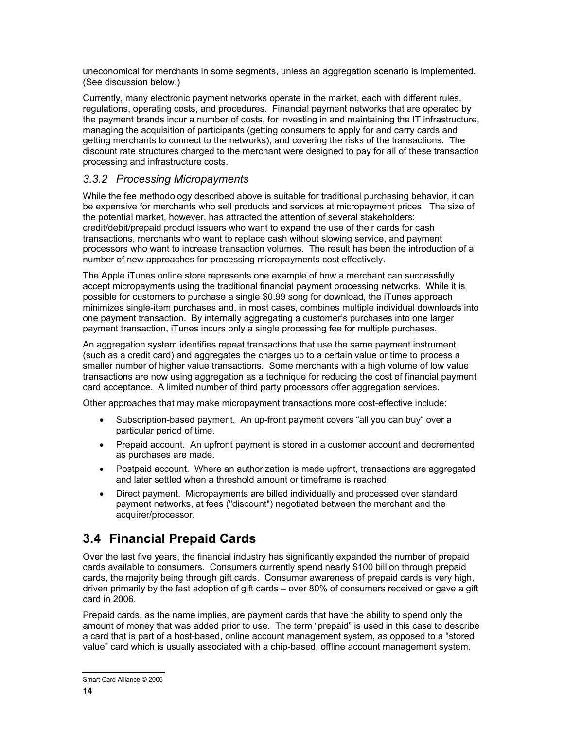uneconomical for merchants in some segments, unless an aggregation scenario is implemented. (See discussion below.)

Currently, many electronic payment networks operate in the market, each with different rules, regulations, operating costs, and procedures. Financial payment networks that are operated by the payment brands incur a number of costs, for investing in and maintaining the IT infrastructure, managing the acquisition of participants (getting consumers to apply for and carry cards and getting merchants to connect to the networks), and covering the risks of the transactions. The discount rate structures charged to the merchant were designed to pay for all of these transaction processing and infrastructure costs.

### *3.3.2 Processing Micropayments*

While the fee methodology described above is suitable for traditional purchasing behavior, it can be expensive for merchants who sell products and services at micropayment prices. The size of the potential market, however, has attracted the attention of several stakeholders: credit/debit/prepaid product issuers who want to expand the use of their cards for cash transactions, merchants who want to replace cash without slowing service, and payment processors who want to increase transaction volumes. The result has been the introduction of a number of new approaches for processing micropayments cost effectively.

The Apple iTunes online store represents one example of how a merchant can successfully accept micropayments using the traditional financial payment processing networks. While it is possible for customers to purchase a single $0.99 song for download, the iTunes approach minimizes single-item purchases and, in most cases, combines multiple individual downloads into one payment transaction. By internally aggregating a customer's purchases into one larger payment transaction, iTunes incurs only a single processing fee for multiple purchases.

An aggregation system identifies repeat transactions that use the same payment instrument (such as a credit card) and aggregates the charges up to a certain value or time to process a smaller number of higher value transactions. Some merchants with a high volume of low value transactions are now using aggregation as a technique for reducing the cost of financial payment card acceptance. A limited number of third party processors offer aggregation services.

Other approaches that may make micropayment transactions more cost-effective include:

- Subscription-based payment. An up-front payment covers "all you can buy" over a particular period of time.
- Prepaid account. An upfront payment is stored in a customer account and decremented as purchases are made.
- Postpaid account. Where an authorization is made upfront, transactions are aggregated and later settled when a threshold amount or timeframe is reached.
- Direct payment. Micropayments are billed individually and processed over standard payment networks, at fees ("discount") negotiated between the merchant and the acquirer/processor.

## 3.4 Financial Prepaid Cards

Over the last five years, the financial industry has significantly expanded the number of prepaid cards available to consumers. Consumers currently spend nearly $100 billion through prepaid cards, the majority being through gift cards. Consumer awareness of prepaid cards is very high, driven primarily by the fast adoption of gift cards – over 80% of consumers received or gave a gift card in 2006.

Prepaid cards, as the name implies, are payment cards that have the ability to spend only the amount of money that was added prior to use. The term "prepaid" is used in this case to describe a card that is part of a host-based, online account management system, as opposed to a "stored value" card which is usually associated with a chip-based, offline account management system.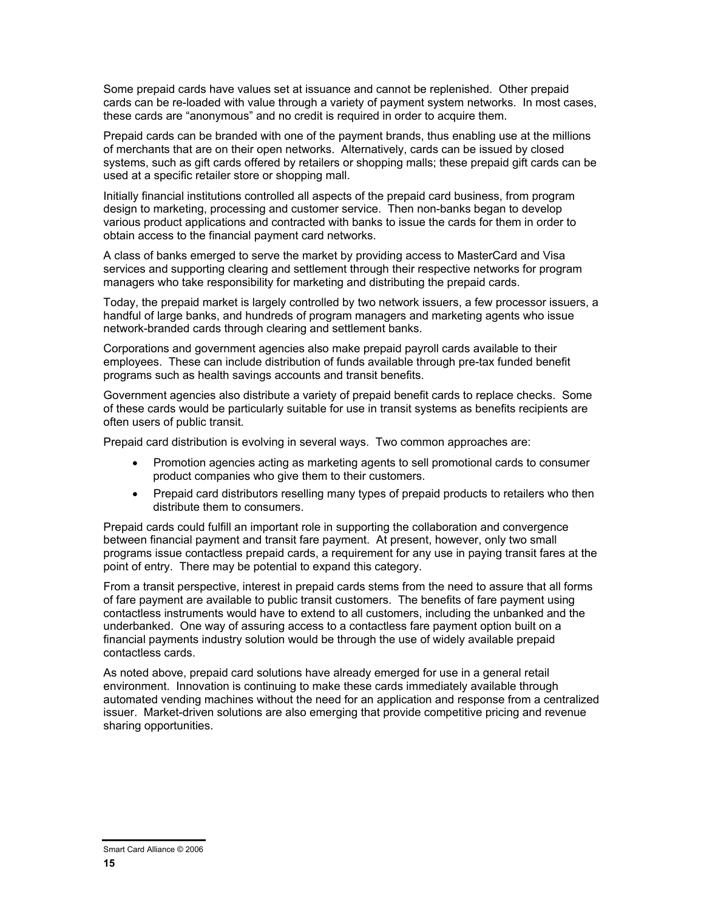Some prepaid cards have values set at issuance and cannot be replenished. Other prepaid cards can be re-loaded with value through a variety of payment system networks. In most cases, these cards are "anonymous" and no credit is required in order to acquire them.

Prepaid cards can be branded with one of the payment brands, thus enabling use at the millions of merchants that are on their open networks. Alternatively, cards can be issued by closed systems, such as gift cards offered by retailers or shopping malls; these prepaid gift cards can be used at a specific retailer store or shopping mall.

Initially financial institutions controlled all aspects of the prepaid card business, from program design to marketing, processing and customer service. Then non-banks began to develop various product applications and contracted with banks to issue the cards for them in order to obtain access to the financial payment card networks.

A class of banks emerged to serve the market by providing access to MasterCard and Visa services and supporting clearing and settlement through their respective networks for program managers who take responsibility for marketing and distributing the prepaid cards.

Today, the prepaid market is largely controlled by two network issuers, a few processor issuers, a handful of large banks, and hundreds of program managers and marketing agents who issue network-branded cards through clearing and settlement banks.

Corporations and government agencies also make prepaid payroll cards available to their employees. These can include distribution of funds available through pre-tax funded benefit programs such as health savings accounts and transit benefits.

Government agencies also distribute a variety of prepaid benefit cards to replace checks. Some of these cards would be particularly suitable for use in transit systems as benefits recipients are often users of public transit.

Prepaid card distribution is evolving in several ways. Two common approaches are:

- Promotion agencies acting as marketing agents to sell promotional cards to consumer product companies who give them to their customers.
- Prepaid card distributors reselling many types of prepaid products to retailers who then distribute them to consumers.

Prepaid cards could fulfill an important role in supporting the collaboration and convergence between financial payment and transit fare payment. At present, however, only two small programs issue contactless prepaid cards, a requirement for any use in paying transit fares at the point of entry. There may be potential to expand this category.

From a transit perspective, interest in prepaid cards stems from the need to assure that all forms of fare payment are available to public transit customers. The benefits of fare payment using contactless instruments would have to extend to all customers, including the unbanked and the underbanked. One way of assuring access to a contactless fare payment option built on a financial payments industry solution would be through the use of widely available prepaid contactless cards.

As noted above, prepaid card solutions have already emerged for use in a general retail environment. Innovation is continuing to make these cards immediately available through automated vending machines without the need for an application and response from a centralized issuer. Market-driven solutions are also emerging that provide competitive pricing and revenue sharing opportunities.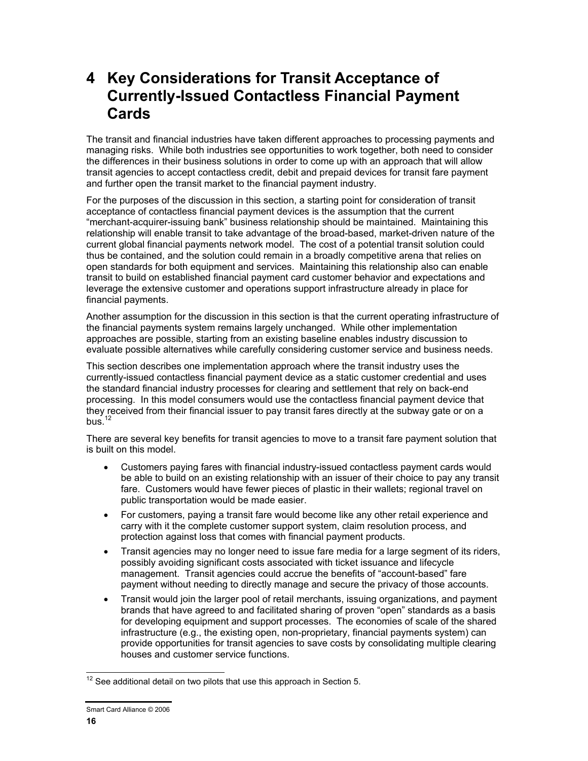# 4 Key Considerations for Transit Acceptance of Currently-Issued Contactless Financial Payment Cards

The transit and financial industries have taken different approaches to processing payments and managing risks. While both industries see opportunities to work together, both need to consider the differences in their business solutions in order to come up with an approach that will allow transit agencies to accept contactless credit, debit and prepaid devices for transit fare payment and further open the transit market to the financial payment industry.

For the purposes of the discussion in this section, a starting point for consideration of transit acceptance of contactless financial payment devices is the assumption that the current "merchant-acquirer-issuing bank" business relationship should be maintained. Maintaining this relationship will enable transit to take advantage of the broad-based, market-driven nature of the current global financial payments network model. The cost of a potential transit solution could thus be contained, and the solution could remain in a broadly competitive arena that relies on open standards for both equipment and services. Maintaining this relationship also can enable transit to build on established financial payment card customer behavior and expectations and leverage the extensive customer and operations support infrastructure already in place for financial payments.

Another assumption for the discussion in this section is that the current operating infrastructure of the financial payments system remains largely unchanged. While other implementation approaches are possible, starting from an existing baseline enables industry discussion to evaluate possible alternatives while carefully considering customer service and business needs.

This section describes one implementation approach where the transit industry uses the currently-issued contactless financial payment device as a static customer credential and uses the standard financial industry processes for clearing and settlement that rely on back-end processing. In this model consumers would use the contactless financial payment device that they received from their financial issuer to pay transit fares directly at the subway gate or on a bus.[12]

There are several key benefits for transit agencies to move to a transit fare payment solution that is built on this model.

- Customers paying fares with financial industry-issued contactless payment cards would be able to build on an existing relationship with an issuer of their choice to pay any transit fare. Customers would have fewer pieces of plastic in their wallets; regional travel on public transportation would be made easier.
- For customers, paying a transit fare would become like any other retail experience and carry with it the complete customer support system, claim resolution process, and protection against loss that comes with financial payment products.
- Transit agencies may no longer need to issue fare media for a large segment of its riders, possibly avoiding significant costs associated with ticket issuance and lifecycle management. Transit agencies could accrue the benefits of "account-based" fare payment without needing to directly manage and secure the privacy of those accounts.
- Transit would join the larger pool of retail merchants, issuing organizations, and payment brands that have agreed to and facilitated sharing of proven "open" standards as a basis for developing equipment and support processes. The economies of scale of the shared infrastructure (e.g., the existing open, non-proprietary, financial payments system) can provide opportunities for transit agencies to save costs by consolidating multiple clearing houses and customer service functions.

[12] See additional detail on two pilots that use this approach in Section 5.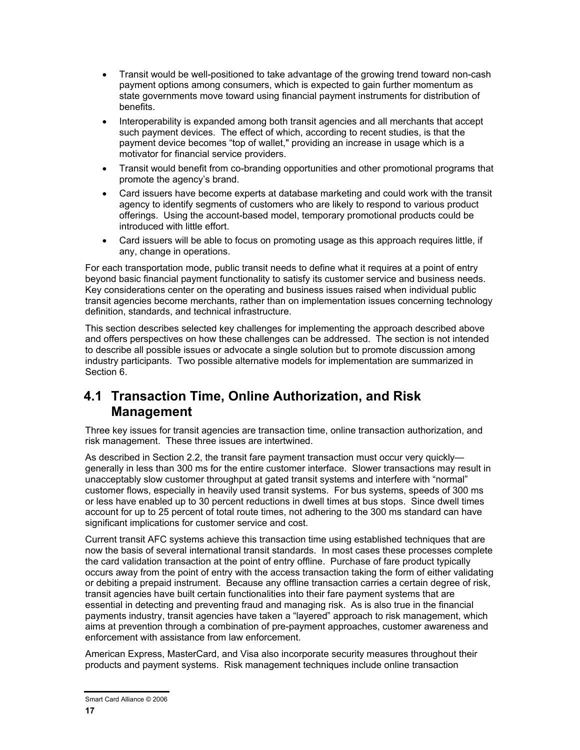- Transit would be well-positioned to take advantage of the growing trend toward non-cash payment options among consumers, which is expected to gain further momentum as state governments move toward using financial payment instruments for distribution of benefits.
- Interoperability is expanded among both transit agencies and all merchants that accept such payment devices. The effect of which, according to recent studies, is that the payment device becomes "top of wallet," providing an increase in usage which is a motivator for financial service providers.
- Transit would benefit from co-branding opportunities and other promotional programs that promote the agency's brand.
- Card issuers have become experts at database marketing and could work with the transit agency to identify segments of customers who are likely to respond to various product offerings. Using the account-based model, temporary promotional products could be introduced with little effort.
- Card issuers will be able to focus on promoting usage as this approach requires little, if any, change in operations.

For each transportation mode, public transit needs to define what it requires at a point of entry beyond basic financial payment functionality to satisfy its customer service and business needs. Key considerations center on the operating and business issues raised when individual public transit agencies become merchants, rather than on implementation issues concerning technology definition, standards, and technical infrastructure.

This section describes selected key challenges for implementing the approach described above and offers perspectives on how these challenges can be addressed. The section is not intended to describe all possible issues or advocate a single solution but to promote discussion among industry participants. Two possible alternative models for implementation are summarized in Section 6.

## 4.1 Transaction Time, Online Authorization, and Risk Management

Three key issues for transit agencies are transaction time, online transaction authorization, and risk management. These three issues are intertwined.

As described in Section 2.2, the transit fare payment transaction must occur very quickly—generally in less than 300 ms for the entire customer interface. Slower transactions may result in unacceptably slow customer throughput at gated transit systems and interfere with "normal" customer flows, especially in heavily used transit systems. For bus systems, speeds of 300 ms or less have enabled up to 30 percent reductions in dwell times at bus stops. Since dwell times account for up to 25 percent of total route times, not adhering to the 300 ms standard can have significant implications for customer service and cost.

Current transit AFC systems achieve this transaction time using established techniques that are now the basis of several international transit standards. In most cases these processes complete the card validation transaction at the point of entry offline. Purchase of fare product typically occurs away from the point of entry with the access transaction taking the form of either validating or debiting a prepaid instrument. Because any offline transaction carries a certain degree of risk, transit agencies have built certain functionalities into their fare payment systems that are essential in detecting and preventing fraud and managing risk. As is also true in the financial payments industry, transit agencies have taken a "layered" approach to risk management, which aims at prevention through a combination of pre-payment approaches, customer awareness and enforcement with assistance from law enforcement.

American Express, MasterCard, and Visa also incorporate security measures throughout their products and payment systems. Risk management techniques include online transaction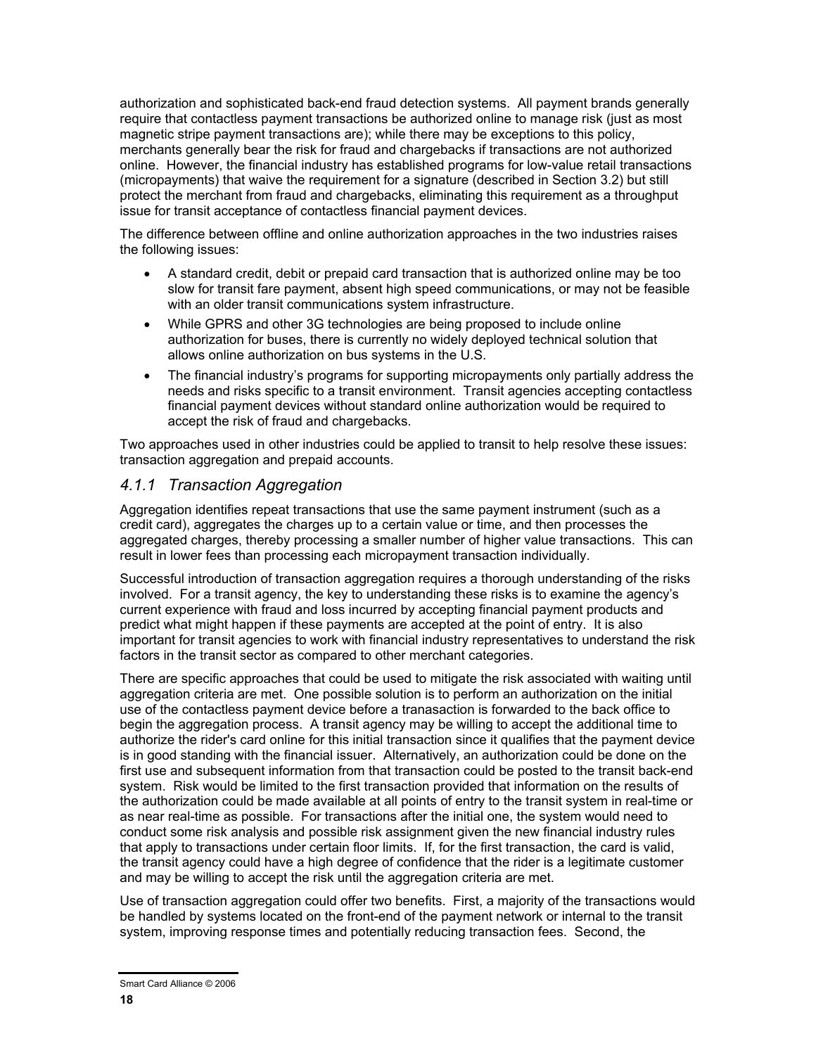authorization and sophisticated back-end fraud detection systems. All payment brands generally require that contactless payment transactions be authorized online to manage risk (just as most magnetic stripe payment transactions are); while there may be exceptions to this policy, merchants generally bear the risk for fraud and chargebacks if transactions are not authorized online. However, the financial industry has established programs for low-value retail transactions (micropayments) that waive the requirement for a signature (described in Section 3.2) but still protect the merchant from fraud and chargebacks, eliminating this requirement as a throughput issue for transit acceptance of contactless financial payment devices.

The difference between offline and online authorization approaches in the two industries raises the following issues:

- A standard credit, debit or prepaid card transaction that is authorized online may be too slow for transit fare payment, absent high speed communications, or may not be feasible with an older transit communications system infrastructure.
- While GPRS and other 3G technologies are being proposed to include online authorization for buses, there is currently no widely deployed technical solution that allows online authorization on bus systems in the U.S.
- The financial industry's programs for supporting micropayments only partially address the needs and risks specific to a transit environment. Transit agencies accepting contactless financial payment devices without standard online authorization would be required to accept the risk of fraud and chargebacks.

Two approaches used in other industries could be applied to transit to help resolve these issues: transaction aggregation and prepaid accounts.

### *4.1.1 Transaction Aggregation*

Aggregation identifies repeat transactions that use the same payment instrument (such as a credit card), aggregates the charges up to a certain value or time, and then processes the aggregated charges, thereby processing a smaller number of higher value transactions. This can result in lower fees than processing each micropayment transaction individually.

Successful introduction of transaction aggregation requires a thorough understanding of the risks involved. For a transit agency, the key to understanding these risks is to examine the agency's current experience with fraud and loss incurred by accepting financial payment products and predict what might happen if these payments are accepted at the point of entry. It is also important for transit agencies to work with financial industry representatives to understand the risk factors in the transit sector as compared to other merchant categories.

There are specific approaches that could be used to mitigate the risk associated with waiting until aggregation criteria are met. One possible solution is to perform an authorization on the initial use of the contactless payment device before a tranasaction is forwarded to the back office to begin the aggregation process. A transit agency may be willing to accept the additional time to authorize the rider's card online for this initial transaction since it qualifies that the payment device is in good standing with the financial issuer. Alternatively, an authorization could be done on the first use and subsequent information from that transaction could be posted to the transit back-end system. Risk would be limited to the first transaction provided that information on the results of the authorization could be made available at all points of entry to the transit system in real-time or as near real-time as possible. For transactions after the initial one, the system would need to conduct some risk analysis and possible risk assignment given the new financial industry rules that apply to transactions under certain floor limits. If, for the first transaction, the card is valid, the transit agency could have a high degree of confidence that the rider is a legitimate customer and may be willing to accept the risk until the aggregation criteria are met.

Use of transaction aggregation could offer two benefits. First, a majority of the transactions would be handled by systems located on the front-end of the payment network or internal to the transit system, improving response times and potentially reducing transaction fees. Second, the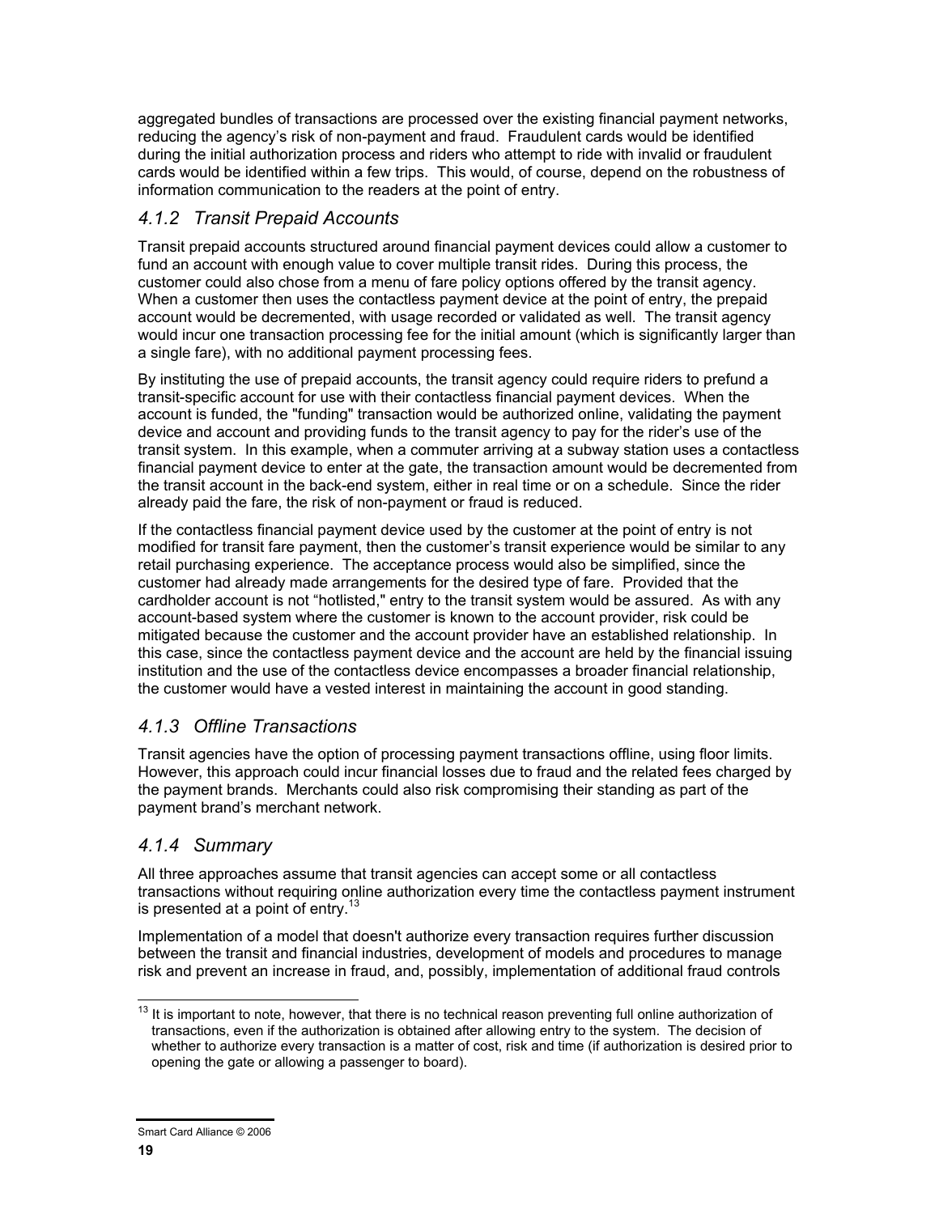aggregated bundles of transactions are processed over the existing financial payment networks, reducing the agency's risk of non-payment and fraud. Fraudulent cards would be identified during the initial authorization process and riders who attempt to ride with invalid or fraudulent cards would be identified within a few trips. This would, of course, depend on the robustness of information communication to the readers at the point of entry.

### *4.1.2 Transit Prepaid Accounts*

Transit prepaid accounts structured around financial payment devices could allow a customer to fund an account with enough value to cover multiple transit rides. During this process, the customer could also chose from a menu of fare policy options offered by the transit agency. When a customer then uses the contactless payment device at the point of entry, the prepaid account would be decremented, with usage recorded or validated as well. The transit agency would incur one transaction processing fee for the initial amount (which is significantly larger than a single fare), with no additional payment processing fees.

By instituting the use of prepaid accounts, the transit agency could require riders to prefund a transit-specific account for use with their contactless financial payment devices. When the account is funded, the "funding" transaction would be authorized online, validating the payment device and account and providing funds to the transit agency to pay for the rider's use of the transit system. In this example, when a commuter arriving at a subway station uses a contactless financial payment device to enter at the gate, the transaction amount would be decremented from the transit account in the back-end system, either in real time or on a schedule. Since the rider already paid the fare, the risk of non-payment or fraud is reduced.

If the contactless financial payment device used by the customer at the point of entry is not modified for transit fare payment, then the customer's transit experience would be similar to any retail purchasing experience. The acceptance process would also be simplified, since the customer had already made arrangements for the desired type of fare. Provided that the cardholder account is not "hotlisted," entry to the transit system would be assured. As with any account-based system where the customer is known to the account provider, risk could be mitigated because the customer and the account provider have an established relationship. In this case, since the contactless payment device and the account are held by the financial issuing institution and the use of the contactless device encompasses a broader financial relationship, the customer would have a vested interest in maintaining the account in good standing.

### *4.1.3 Offline Transactions*

Transit agencies have the option of processing payment transactions offline, using floor limits. However, this approach could incur financial losses due to fraud and the related fees charged by the payment brands. Merchants could also risk compromising their standing as part of the payment brand's merchant network.

### *4.1.4 Summary*

All three approaches assume that transit agencies can accept some or all contactless transactions without requiring online authorization every time the contactless payment instrument is presented at a point of entry.[13]

Implementation of a model that doesn't authorize every transaction requires further discussion between the transit and financial industries, development of models and procedures to manage risk and prevent an increase in fraud, and, possibly, implementation of additional fraud controls

---

[13] It is important to note, however, that there is no technical reason preventing full online authorization of transactions, even if the authorization is obtained after allowing entry to the system. The decision of whether to authorize every transaction is a matter of cost, risk and time (if authorization is desired prior to opening the gate or allowing a passenger to board).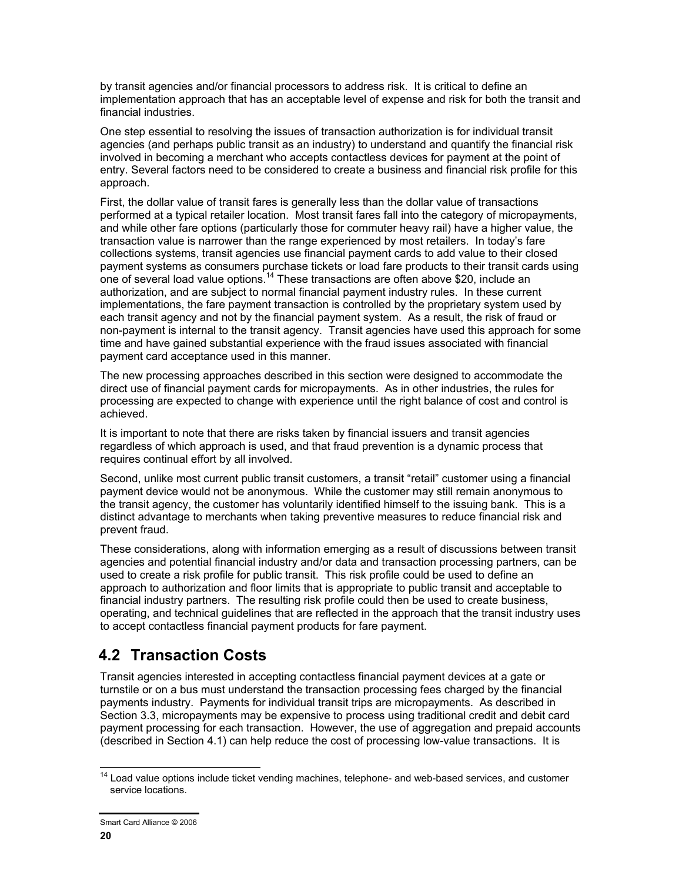by transit agencies and/or financial processors to address risk. It is critical to define an implementation approach that has an acceptable level of expense and risk for both the transit and financial industries.

One step essential to resolving the issues of transaction authorization is for individual transit agencies (and perhaps public transit as an industry) to understand and quantify the financial risk involved in becoming a merchant who accepts contactless devices for payment at the point of entry. Several factors need to be considered to create a business and financial risk profile for this approach.

First, the dollar value of transit fares is generally less than the dollar value of transactions performed at a typical retailer location. Most transit fares fall into the category of micropayments, and while other fare options (particularly those for commuter heavy rail) have a higher value, the transaction value is narrower than the range experienced by most retailers. In today's fare collections systems, transit agencies use financial payment cards to add value to their closed payment systems as consumers purchase tickets or load fare products to their transit cards using one of several load value options.[14] These transactions are often above $20, include an authorization, and are subject to normal financial payment industry rules. In these current implementations, the fare payment transaction is controlled by the proprietary system used by each transit agency and not by the financial payment system. As a result, the risk of fraud or non-payment is internal to the transit agency. Transit agencies have used this approach for some time and have gained substantial experience with the fraud issues associated with financial payment card acceptance used in this manner.

The new processing approaches described in this section were designed to accommodate the direct use of financial payment cards for micropayments. As in other industries, the rules for processing are expected to change with experience until the right balance of cost and control is achieved.

It is important to note that there are risks taken by financial issuers and transit agencies regardless of which approach is used, and that fraud prevention is a dynamic process that requires continual effort by all involved.

Second, unlike most current public transit customers, a transit "retail" customer using a financial payment device would not be anonymous. While the customer may still remain anonymous to the transit agency, the customer has voluntarily identified himself to the issuing bank. This is a distinct advantage to merchants when taking preventive measures to reduce financial risk and prevent fraud.

These considerations, along with information emerging as a result of discussions between transit agencies and potential financial industry and/or data and transaction processing partners, can be used to create a risk profile for public transit. This risk profile could be used to define an approach to authorization and floor limits that is appropriate to public transit and acceptable to financial industry partners. The resulting risk profile could then be used to create business, operating, and technical guidelines that are reflected in the approach that the transit industry uses to accept contactless financial payment products for fare payment.

## 4.2 Transaction Costs

Transit agencies interested in accepting contactless financial payment devices at a gate or turnstile or on a bus must understand the transaction processing fees charged by the financial payments industry. Payments for individual transit trips are micropayments. As described in Section 3.3, micropayments may be expensive to process using traditional credit and debit card payment processing for each transaction. However, the use of aggregation and prepaid accounts (described in Section 4.1) can help reduce the cost of processing low-value transactions. It is

[14] Load value options include ticket vending machines, telephone- and web-based services, and customer service locations.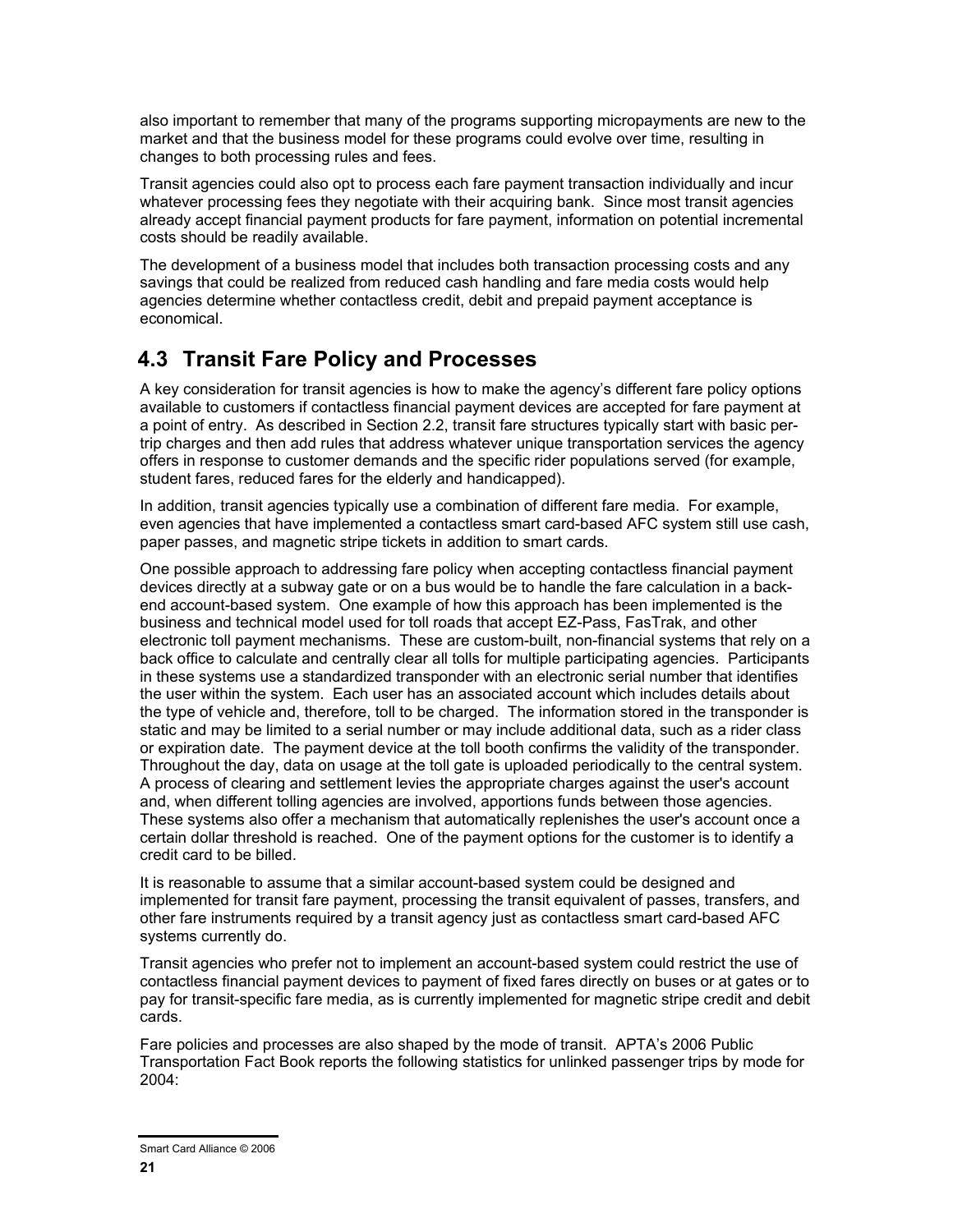also important to remember that many of the programs supporting micropayments are new to the market and that the business model for these programs could evolve over time, resulting in changes to both processing rules and fees.

Transit agencies could also opt to process each fare payment transaction individually and incur whatever processing fees they negotiate with their acquiring bank. Since most transit agencies already accept financial payment products for fare payment, information on potential incremental costs should be readily available.

The development of a business model that includes both transaction processing costs and any savings that could be realized from reduced cash handling and fare media costs would help agencies determine whether contactless credit, debit and prepaid payment acceptance is economical.

## 4.3 Transit Fare Policy and Processes

A key consideration for transit agencies is how to make the agency's different fare policy options available to customers if contactless financial payment devices are accepted for fare payment at a point of entry. As described in Section 2.2, transit fare structures typically start with basic per-trip charges and then add rules that address whatever unique transportation services the agency offers in response to customer demands and the specific rider populations served (for example, student fares, reduced fares for the elderly and handicapped).

In addition, transit agencies typically use a combination of different fare media. For example, even agencies that have implemented a contactless smart card-based AFC system still use cash, paper passes, and magnetic stripe tickets in addition to smart cards.

One possible approach to addressing fare policy when accepting contactless financial payment devices directly at a subway gate or on a bus would be to handle the fare calculation in a back-end account-based system. One example of how this approach has been implemented is the business and technical model used for toll roads that accept EZ-Pass, FasTrak, and other electronic toll payment mechanisms. These are custom-built, non-financial systems that rely on a back office to calculate and centrally clear all tolls for multiple participating agencies. Participants in these systems use a standardized transponder with an electronic serial number that identifies the user within the system. Each user has an associated account which includes details about the type of vehicle and, therefore, toll to be charged. The information stored in the transponder is static and may be limited to a serial number or may include additional data, such as a rider class or expiration date. The payment device at the toll booth confirms the validity of the transponder. Throughout the day, data on usage at the toll gate is uploaded periodically to the central system. A process of clearing and settlement levies the appropriate charges against the user's account and, when different tolling agencies are involved, apportions funds between those agencies. These systems also offer a mechanism that automatically replenishes the user's account once a certain dollar threshold is reached. One of the payment options for the customer is to identify a credit card to be billed.

It is reasonable to assume that a similar account-based system could be designed and implemented for transit fare payment, processing the transit equivalent of passes, transfers, and other fare instruments required by a transit agency just as contactless smart card-based AFC systems currently do.

Transit agencies who prefer not to implement an account-based system could restrict the use of contactless financial payment devices to payment of fixed fares directly on buses or at gates or to pay for transit-specific fare media, as is currently implemented for magnetic stripe credit and debit cards.

Fare policies and processes are also shaped by the mode of transit. APTA's 2006 Public Transportation Fact Book reports the following statistics for unlinked passenger trips by mode for 2004: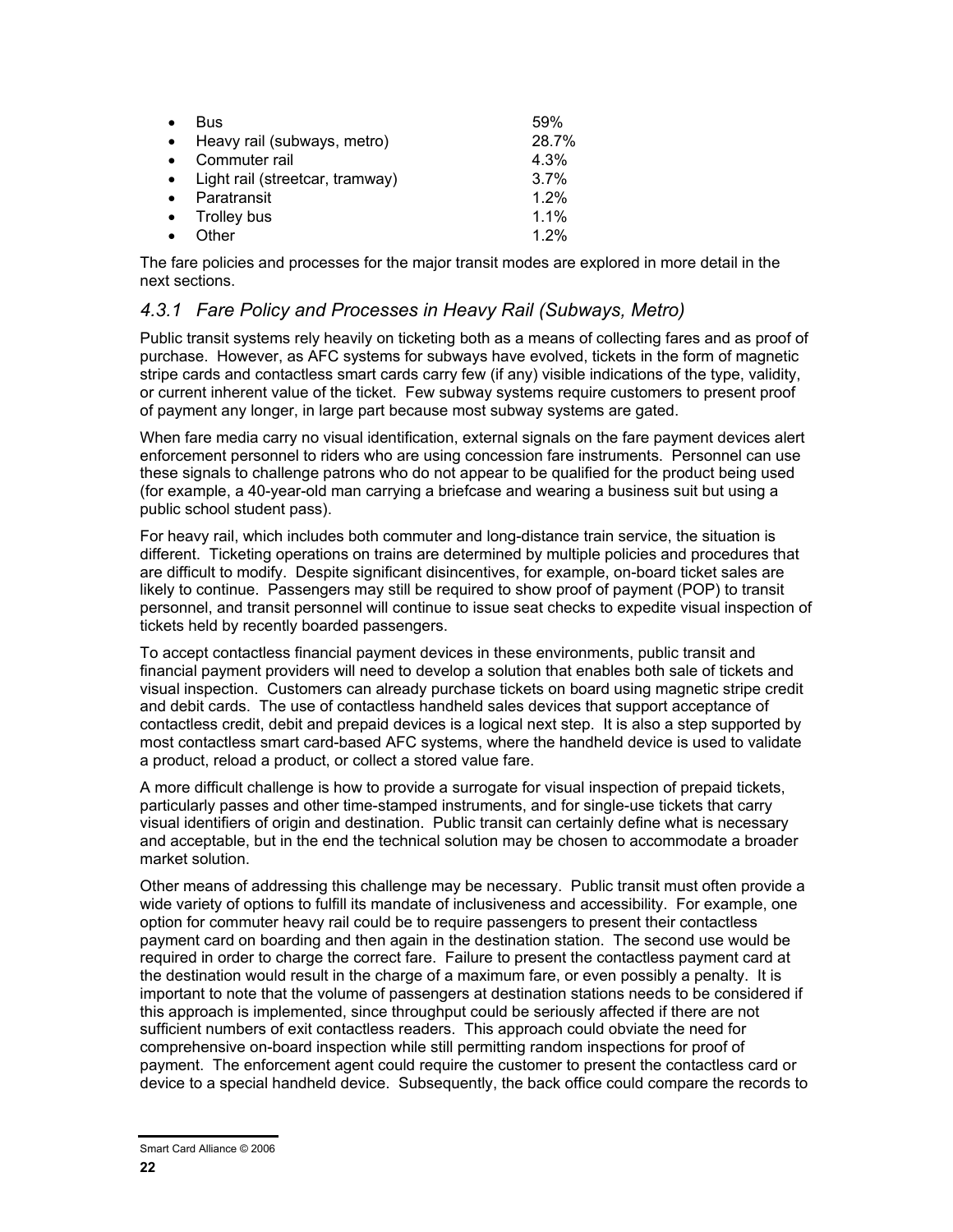- Bus 59%
- Heavy rail (subways, metro) 28.7%
- Commuter rail 4.3%
- Light rail (streetcar, tramway) 3.7%
- Paratransit 1.2%
- Trolley bus 1.1%
- Other 1.2%

The fare policies and processes for the major transit modes are explored in more detail in the next sections.

### *4.3.1 Fare Policy and Processes in Heavy Rail (Subways, Metro)*

Public transit systems rely heavily on ticketing both as a means of collecting fares and as proof of purchase. However, as AFC systems for subways have evolved, tickets in the form of magnetic stripe cards and contactless smart cards carry few (if any) visible indications of the type, validity, or current inherent value of the ticket. Few subway systems require customers to present proof of payment any longer, in large part because most subway systems are gated.

When fare media carry no visual identification, external signals on the fare payment devices alert enforcement personnel to riders who are using concession fare instruments. Personnel can use these signals to challenge patrons who do not appear to be qualified for the product being used (for example, a 40-year-old man carrying a briefcase and wearing a business suit but using a public school student pass).

For heavy rail, which includes both commuter and long-distance train service, the situation is different. Ticketing operations on trains are determined by multiple policies and procedures that are difficult to modify. Despite significant disincentives, for example, on-board ticket sales are likely to continue. Passengers may still be required to show proof of payment (POP) to transit personnel, and transit personnel will continue to issue seat checks to expedite visual inspection of tickets held by recently boarded passengers.

To accept contactless financial payment devices in these environments, public transit and financial payment providers will need to develop a solution that enables both sale of tickets and visual inspection. Customers can already purchase tickets on board using magnetic stripe credit and debit cards. The use of contactless handheld sales devices that support acceptance of contactless credit, debit and prepaid devices is a logical next step. It is also a step supported by most contactless smart card-based AFC systems, where the handheld device is used to validate a product, reload a product, or collect a stored value fare.

A more difficult challenge is how to provide a surrogate for visual inspection of prepaid tickets, particularly passes and other time-stamped instruments, and for single-use tickets that carry visual identifiers of origin and destination. Public transit can certainly define what is necessary and acceptable, but in the end the technical solution may be chosen to accommodate a broader market solution.

Other means of addressing this challenge may be necessary. Public transit must often provide a wide variety of options to fulfill its mandate of inclusiveness and accessibility. For example, one option for commuter heavy rail could be to require passengers to present their contactless payment card on boarding and then again in the destination station. The second use would be required in order to charge the correct fare. Failure to present the contactless payment card at the destination would result in the charge of a maximum fare, or even possibly a penalty. It is important to note that the volume of passengers at destination stations needs to be considered if this approach is implemented, since throughput could be seriously affected if there are not sufficient numbers of exit contactless readers. This approach could obviate the need for comprehensive on-board inspection while still permitting random inspections for proof of payment. The enforcement agent could require the customer to present the contactless card or device to a special handheld device. Subsequently, the back office could compare the records to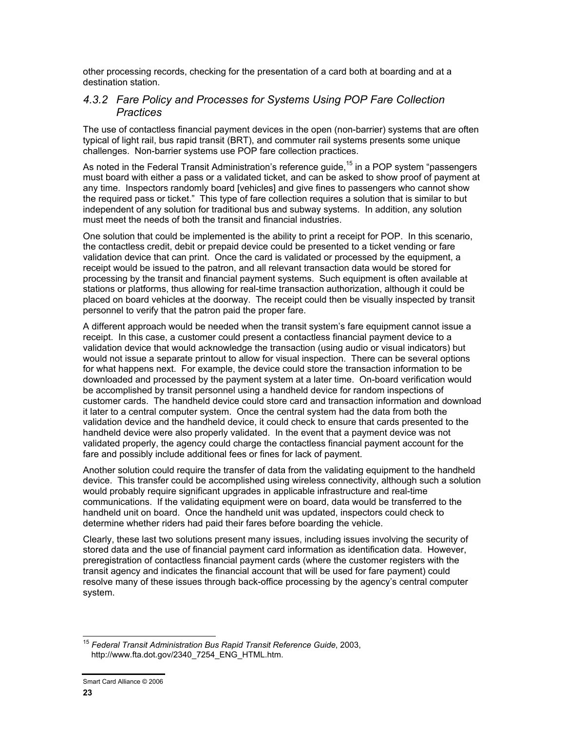other processing records, checking for the presentation of a card both at boarding and at a destination station.

### *4.3.2 Fare Policy and Processes for Systems Using POP Fare Collection Practices*

The use of contactless financial payment devices in the open (non-barrier) systems that are often typical of light rail, bus rapid transit (BRT), and commuter rail systems presents some unique challenges. Non-barrier systems use POP fare collection practices.

As noted in the Federal Transit Administration's reference guide,[15] in a POP system "passengers must board with either a pass or a validated ticket, and can be asked to show proof of payment at any time. Inspectors randomly board [vehicles] and give fines to passengers who cannot show the required pass or ticket." This type of fare collection requires a solution that is similar to but independent of any solution for traditional bus and subway systems. In addition, any solution must meet the needs of both the transit and financial industries.

One solution that could be implemented is the ability to print a receipt for POP. In this scenario, the contactless credit, debit or prepaid device could be presented to a ticket vending or fare validation device that can print. Once the card is validated or processed by the equipment, a receipt would be issued to the patron, and all relevant transaction data would be stored for processing by the transit and financial payment systems. Such equipment is often available at stations or platforms, thus allowing for real-time transaction authorization, although it could be placed on board vehicles at the doorway. The receipt could then be visually inspected by transit personnel to verify that the patron paid the proper fare.

A different approach would be needed when the transit system's fare equipment cannot issue a receipt. In this case, a customer could present a contactless financial payment device to a validation device that would acknowledge the transaction (using audio or visual indicators) but would not issue a separate printout to allow for visual inspection. There can be several options for what happens next. For example, the device could store the transaction information to be downloaded and processed by the payment system at a later time. On-board verification would be accomplished by transit personnel using a handheld device for random inspections of customer cards. The handheld device could store card and transaction information and download it later to a central computer system. Once the central system had the data from both the validation device and the handheld device, it could check to ensure that cards presented to the handheld device were also properly validated. In the event that a payment device was not validated properly, the agency could charge the contactless financial payment account for the fare and possibly include additional fees or fines for lack of payment.

Another solution could require the transfer of data from the validating equipment to the handheld device. This transfer could be accomplished using wireless connectivity, although such a solution would probably require significant upgrades in applicable infrastructure and real-time communications. If the validating equipment were on board, data would be transferred to the handheld unit on board. Once the handheld unit was updated, inspectors could check to determine whether riders had paid their fares before boarding the vehicle.

Clearly, these last two solutions present many issues, including issues involving the security of stored data and the use of financial payment card information as identification data. However, preregistration of contactless financial payment cards (where the customer registers with the transit agency and indicates the financial account that will be used for fare payment) could resolve many of these issues through back-office processing by the agency's central computer system.

---

[15] *Federal Transit Administration Bus Rapid Transit Reference Guide*, 2003, http://www.fta.dot.gov/2340_7254_ENG_HTML.htm.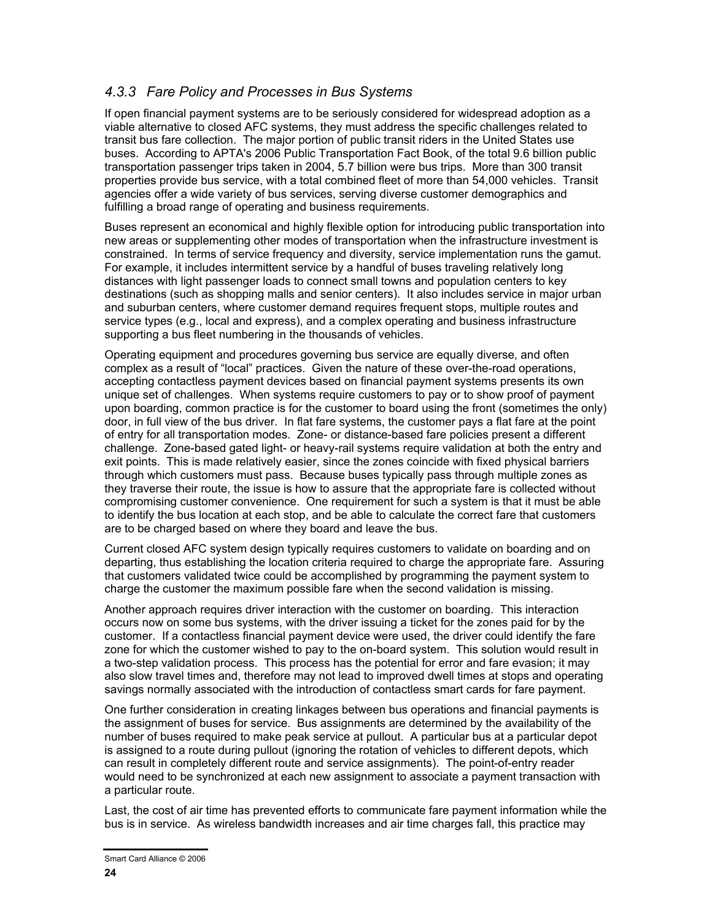### *4.3.3 Fare Policy and Processes in Bus Systems*

If open financial payment systems are to be seriously considered for widespread adoption as a viable alternative to closed AFC systems, they must address the specific challenges related to transit bus fare collection. The major portion of public transit riders in the United States use buses. According to APTA's 2006 Public Transportation Fact Book, of the total 9.6 billion public transportation passenger trips taken in 2004, 5.7 billion were bus trips. More than 300 transit properties provide bus service, with a total combined fleet of more than 54,000 vehicles. Transit agencies offer a wide variety of bus services, serving diverse customer demographics and fulfilling a broad range of operating and business requirements.

Buses represent an economical and highly flexible option for introducing public transportation into new areas or supplementing other modes of transportation when the infrastructure investment is constrained. In terms of service frequency and diversity, service implementation runs the gamut. For example, it includes intermittent service by a handful of buses traveling relatively long distances with light passenger loads to connect small towns and population centers to key destinations (such as shopping malls and senior centers). It also includes service in major urban and suburban centers, where customer demand requires frequent stops, multiple routes and service types (e.g., local and express), and a complex operating and business infrastructure supporting a bus fleet numbering in the thousands of vehicles.

Operating equipment and procedures governing bus service are equally diverse, and often complex as a result of "local" practices. Given the nature of these over-the-road operations, accepting contactless payment devices based on financial payment systems presents its own unique set of challenges. When systems require customers to pay or to show proof of payment upon boarding, common practice is for the customer to board using the front (sometimes the only) door, in full view of the bus driver. In flat fare systems, the customer pays a flat fare at the point of entry for all transportation modes. Zone- or distance-based fare policies present a different challenge. Zone-based gated light- or heavy-rail systems require validation at both the entry and exit points. This is made relatively easier, since the zones coincide with fixed physical barriers through which customers must pass. Because buses typically pass through multiple zones as they traverse their route, the issue is how to assure that the appropriate fare is collected without compromising customer convenience. One requirement for such a system is that it must be able to identify the bus location at each stop, and be able to calculate the correct fare that customers are to be charged based on where they board and leave the bus.

Current closed AFC system design typically requires customers to validate on boarding and on departing, thus establishing the location criteria required to charge the appropriate fare. Assuring that customers validated twice could be accomplished by programming the payment system to charge the customer the maximum possible fare when the second validation is missing.

Another approach requires driver interaction with the customer on boarding. This interaction occurs now on some bus systems, with the driver issuing a ticket for the zones paid for by the customer. If a contactless financial payment device were used, the driver could identify the fare zone for which the customer wished to pay to the on-board system. This solution would result in a two-step validation process. This process has the potential for error and fare evasion; it may also slow travel times and, therefore may not lead to improved dwell times at stops and operating savings normally associated with the introduction of contactless smart cards for fare payment.

One further consideration in creating linkages between bus operations and financial payments is the assignment of buses for service. Bus assignments are determined by the availability of the number of buses required to make peak service at pullout. A particular bus at a particular depot is assigned to a route during pullout (ignoring the rotation of vehicles to different depots, which can result in completely different route and service assignments). The point-of-entry reader would need to be synchronized at each new assignment to associate a payment transaction with a particular route.

Last, the cost of air time has prevented efforts to communicate fare payment information while the bus is in service. As wireless bandwidth increases and air time charges fall, this practice may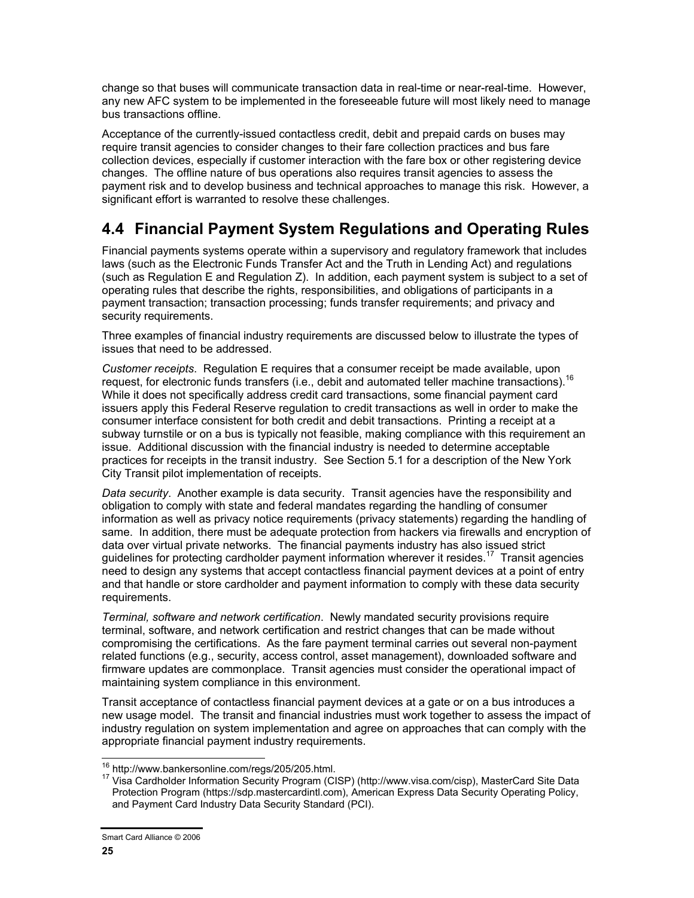change so that buses will communicate transaction data in real-time or near-real-time. However, any new AFC system to be implemented in the foreseeable future will most likely need to manage bus transactions offline.

Acceptance of the currently-issued contactless credit, debit and prepaid cards on buses may require transit agencies to consider changes to their fare collection practices and bus fare collection devices, especially if customer interaction with the fare box or other registering device changes. The offline nature of bus operations also requires transit agencies to assess the payment risk and to develop business and technical approaches to manage this risk. However, a significant effort is warranted to resolve these challenges.

## 4.4 Financial Payment System Regulations and Operating Rules

Financial payments systems operate within a supervisory and regulatory framework that includes laws (such as the Electronic Funds Transfer Act and the Truth in Lending Act) and regulations (such as Regulation E and Regulation Z). In addition, each payment system is subject to a set of operating rules that describe the rights, responsibilities, and obligations of participants in a payment transaction; transaction processing; funds transfer requirements; and privacy and security requirements.

Three examples of financial industry requirements are discussed below to illustrate the types of issues that need to be addressed.

*Customer receipts*. Regulation E requires that a consumer receipt be made available, upon request, for electronic funds transfers (i.e., debit and automated teller machine transactions).[16] While it does not specifically address credit card transactions, some financial payment card issuers apply this Federal Reserve regulation to credit transactions as well in order to make the consumer interface consistent for both credit and debit transactions. Printing a receipt at a subway turnstile or on a bus is typically not feasible, making compliance with this requirement an issue. Additional discussion with the financial industry is needed to determine acceptable practices for receipts in the transit industry. See Section 5.1 for a description of the New York City Transit pilot implementation of receipts.

*Data security*. Another example is data security. Transit agencies have the responsibility and obligation to comply with state and federal mandates regarding the handling of consumer information as well as privacy notice requirements (privacy statements) regarding the handling of same. In addition, there must be adequate protection from hackers via firewalls and encryption of data over virtual private networks. The financial payments industry has also issued strict guidelines for protecting cardholder payment information wherever it resides.[17] Transit agencies need to design any systems that accept contactless financial payment devices at a point of entry and that handle or store cardholder and payment information to comply with these data security requirements.

*Terminal, software and network certification*. Newly mandated security provisions require terminal, software, and network certification and restrict changes that can be made without compromising the certifications. As the fare payment terminal carries out several non-payment related functions (e.g., security, access control, asset management), downloaded software and firmware updates are commonplace. Transit agencies must consider the operational impact of maintaining system compliance in this environment.

Transit acceptance of contactless financial payment devices at a gate or on a bus introduces a new usage model. The transit and financial industries must work together to assess the impact of industry regulation on system implementation and agree on approaches that can comply with the appropriate financial payment industry requirements.

---

[16] http://www.bankersonline.com/regs/205/205.html.

[17] Visa Cardholder Information Security Program (CISP) (http://www.visa.com/cisp), MasterCard Site Data Protection Program (https://sdp.mastercardintl.com), American Express Data Security Operating Policy, and Payment Card Industry Data Security Standard (PCI).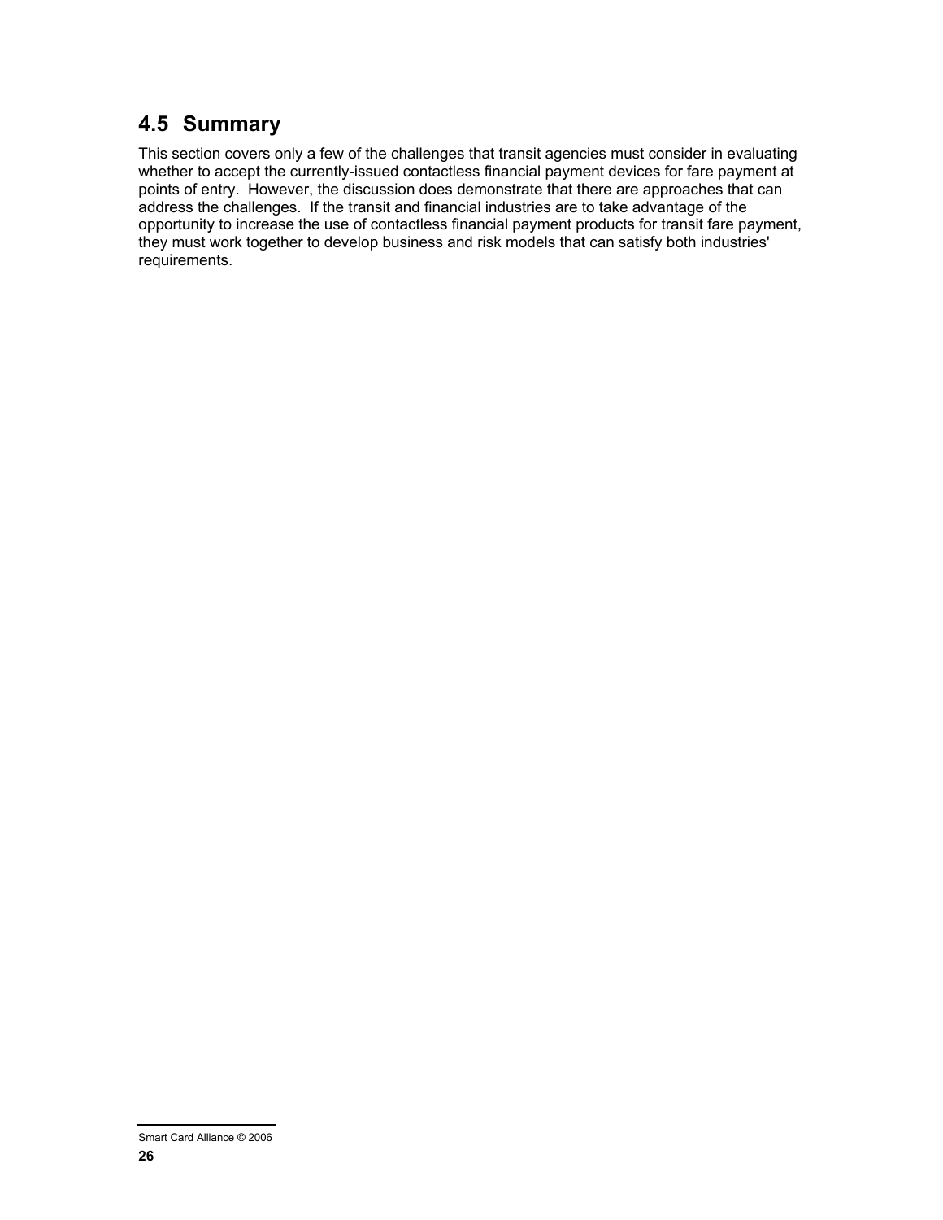## 4.5 Summary

This section covers only a few of the challenges that transit agencies must consider in evaluating whether to accept the currently-issued contactless financial payment devices for fare payment at points of entry. However, the discussion does demonstrate that there are approaches that can address the challenges. If the transit and financial industries are to take advantage of the opportunity to increase the use of contactless financial payment products for transit fare payment, they must work together to develop business and risk models that can satisfy both industries' requirements.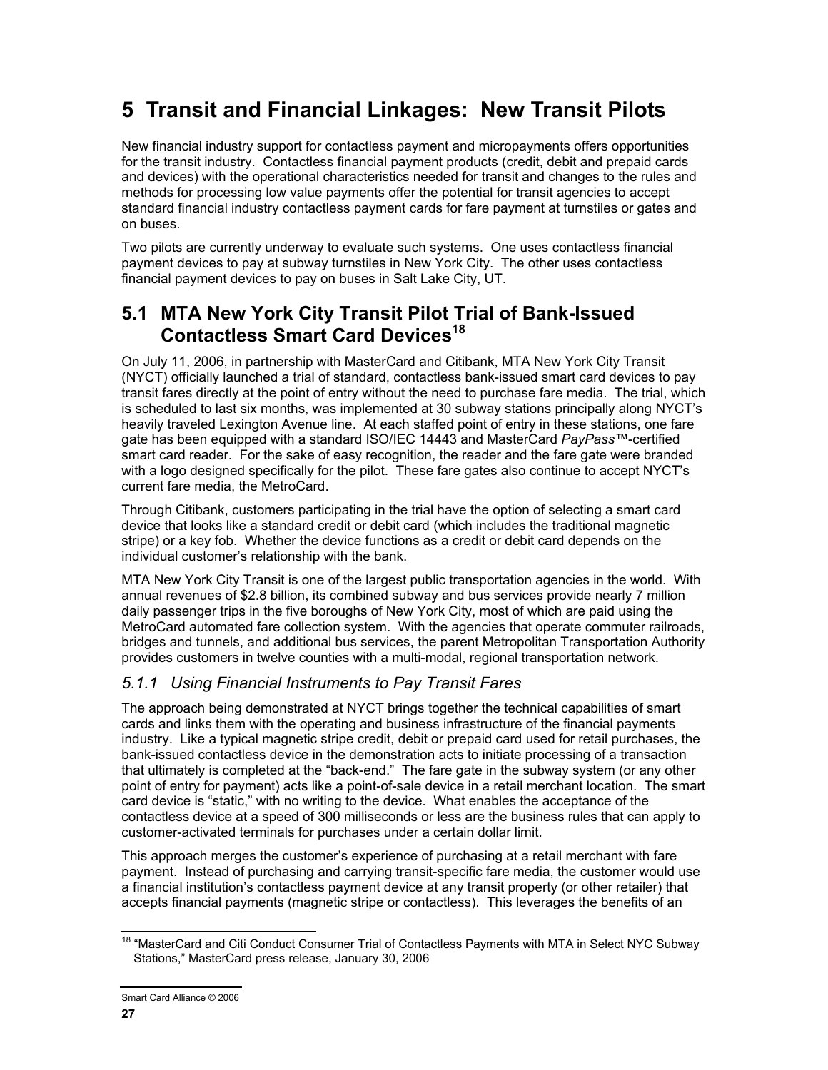# 5 Transit and Financial Linkages: New Transit Pilots

New financial industry support for contactless payment and micropayments offers opportunities for the transit industry. Contactless financial payment products (credit, debit and prepaid cards and devices) with the operational characteristics needed for transit and changes to the rules and methods for processing low value payments offer the potential for transit agencies to accept standard financial industry contactless payment cards for fare payment at turnstiles or gates and on buses.

Two pilots are currently underway to evaluate such systems. One uses contactless financial payment devices to pay at subway turnstiles in New York City. The other uses contactless financial payment devices to pay on buses in Salt Lake City, UT.

## 5.1 MTA New York City Transit Pilot Trial of Bank-Issued Contactless Smart Card Devices[18]

On July 11, 2006, in partnership with MasterCard and Citibank, MTA New York City Transit (NYCT) officially launched a trial of standard, contactless bank-issued smart card devices to pay transit fares directly at the point of entry without the need to purchase fare media. The trial, which is scheduled to last six months, was implemented at 30 subway stations principally along NYCT's heavily traveled Lexington Avenue line. At each staffed point of entry in these stations, one fare gate has been equipped with a standard ISO/IEC 14443 and MasterCard *PayPass*™-certified smart card reader. For the sake of easy recognition, the reader and the fare gate were branded with a logo designed specifically for the pilot. These fare gates also continue to accept NYCT's current fare media, the MetroCard.

Through Citibank, customers participating in the trial have the option of selecting a smart card device that looks like a standard credit or debit card (which includes the traditional magnetic stripe) or a key fob. Whether the device functions as a credit or debit card depends on the individual customer's relationship with the bank.

MTA New York City Transit is one of the largest public transportation agencies in the world. With annual revenues of $2.8 billion, its combined subway and bus services provide nearly 7 million daily passenger trips in the five boroughs of New York City, most of which are paid using the MetroCard automated fare collection system. With the agencies that operate commuter railroads, bridges and tunnels, and additional bus services, the parent Metropolitan Transportation Authority provides customers in twelve counties with a multi-modal, regional transportation network.

### *5.1.1 Using Financial Instruments to Pay Transit Fares*

The approach being demonstrated at NYCT brings together the technical capabilities of smart cards and links them with the operating and business infrastructure of the financial payments industry. Like a typical magnetic stripe credit, debit or prepaid card used for retail purchases, the bank-issued contactless device in the demonstration acts to initiate processing of a transaction that ultimately is completed at the "back-end." The fare gate in the subway system (or any other point of entry for payment) acts like a point-of-sale device in a retail merchant location. The smart card device is "static," with no writing to the device. What enables the acceptance of the contactless device at a speed of 300 milliseconds or less are the business rules that can apply to customer-activated terminals for purchases under a certain dollar limit.

This approach merges the customer's experience of purchasing at a retail merchant with fare payment. Instead of purchasing and carrying transit-specific fare media, the customer would use a financial institution's contactless payment device at any transit property (or other retailer) that accepts financial payments (magnetic stripe or contactless). This leverages the benefits of an

[18] "MasterCard and Citi Conduct Consumer Trial of Contactless Payments with MTA in Select NYC Subway Stations," MasterCard press release, January 30, 2006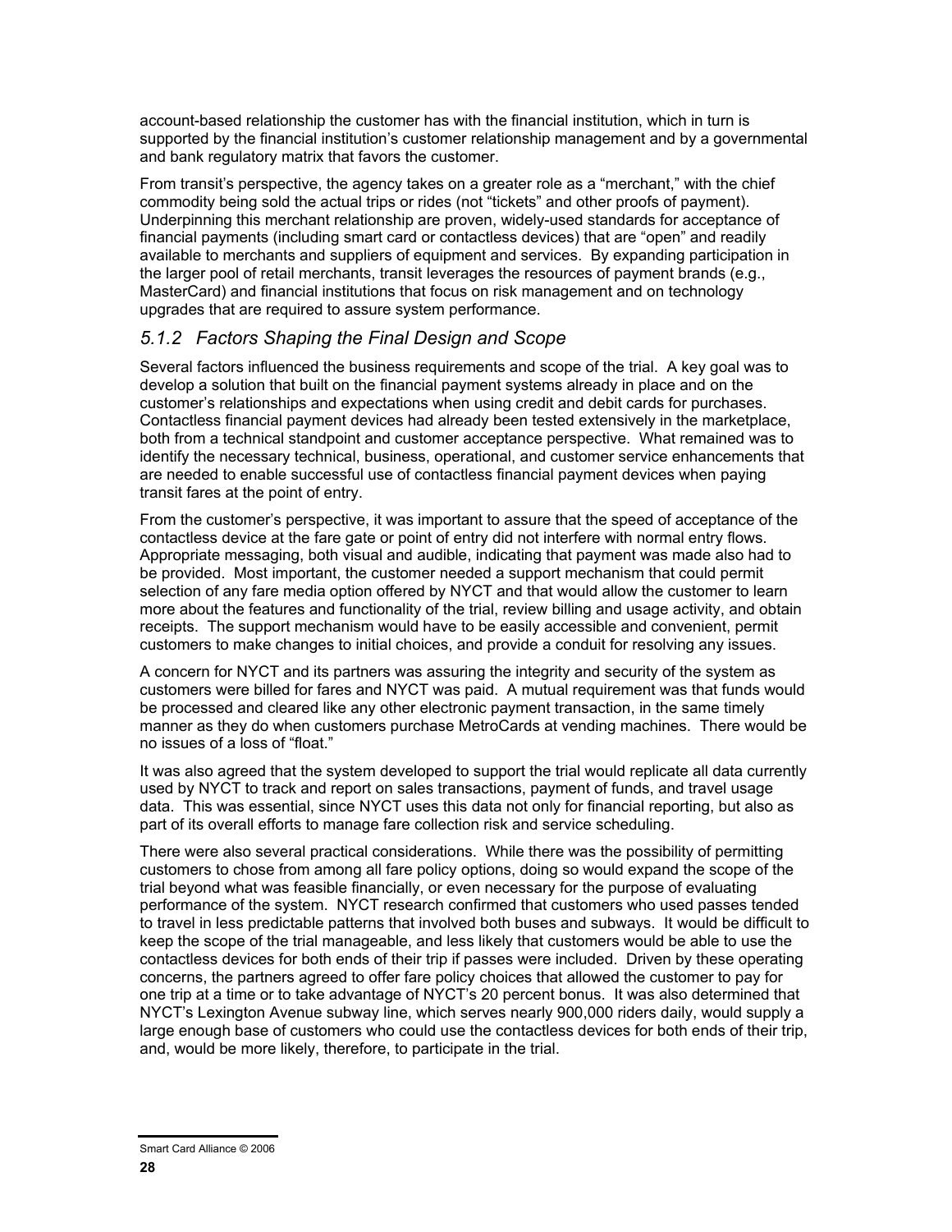account-based relationship the customer has with the financial institution, which in turn is supported by the financial institution's customer relationship management and by a governmental and bank regulatory matrix that favors the customer.

From transit's perspective, the agency takes on a greater role as a "merchant," with the chief commodity being sold the actual trips or rides (not "tickets" and other proofs of payment). Underpinning this merchant relationship are proven, widely-used standards for acceptance of financial payments (including smart card or contactless devices) that are "open" and readily available to merchants and suppliers of equipment and services. By expanding participation in the larger pool of retail merchants, transit leverages the resources of payment brands (e.g., MasterCard) and financial institutions that focus on risk management and on technology upgrades that are required to assure system performance.

### *5.1.2 Factors Shaping the Final Design and Scope*

Several factors influenced the business requirements and scope of the trial. A key goal was to develop a solution that built on the financial payment systems already in place and on the customer's relationships and expectations when using credit and debit cards for purchases. Contactless financial payment devices had already been tested extensively in the marketplace, both from a technical standpoint and customer acceptance perspective. What remained was to identify the necessary technical, business, operational, and customer service enhancements that are needed to enable successful use of contactless financial payment devices when paying transit fares at the point of entry.

From the customer's perspective, it was important to assure that the speed of acceptance of the contactless device at the fare gate or point of entry did not interfere with normal entry flows. Appropriate messaging, both visual and audible, indicating that payment was made also had to be provided. Most important, the customer needed a support mechanism that could permit selection of any fare media option offered by NYCT and that would allow the customer to learn more about the features and functionality of the trial, review billing and usage activity, and obtain receipts. The support mechanism would have to be easily accessible and convenient, permit customers to make changes to initial choices, and provide a conduit for resolving any issues.

A concern for NYCT and its partners was assuring the integrity and security of the system as customers were billed for fares and NYCT was paid. A mutual requirement was that funds would be processed and cleared like any other electronic payment transaction, in the same timely manner as they do when customers purchase MetroCards at vending machines. There would be no issues of a loss of "float."

It was also agreed that the system developed to support the trial would replicate all data currently used by NYCT to track and report on sales transactions, payment of funds, and travel usage data. This was essential, since NYCT uses this data not only for financial reporting, but also as part of its overall efforts to manage fare collection risk and service scheduling.

There were also several practical considerations. While there was the possibility of permitting customers to chose from among all fare policy options, doing so would expand the scope of the trial beyond what was feasible financially, or even necessary for the purpose of evaluating performance of the system. NYCT research confirmed that customers who used passes tended to travel in less predictable patterns that involved both buses and subways. It would be difficult to keep the scope of the trial manageable, and less likely that customers would be able to use the contactless devices for both ends of their trip if passes were included. Driven by these operating concerns, the partners agreed to offer fare policy choices that allowed the customer to pay for one trip at a time or to take advantage of NYCT's 20 percent bonus. It was also determined that NYCT's Lexington Avenue subway line, which serves nearly 900,000 riders daily, would supply a large enough base of customers who could use the contactless devices for both ends of their trip, and, would be more likely, therefore, to participate in the trial.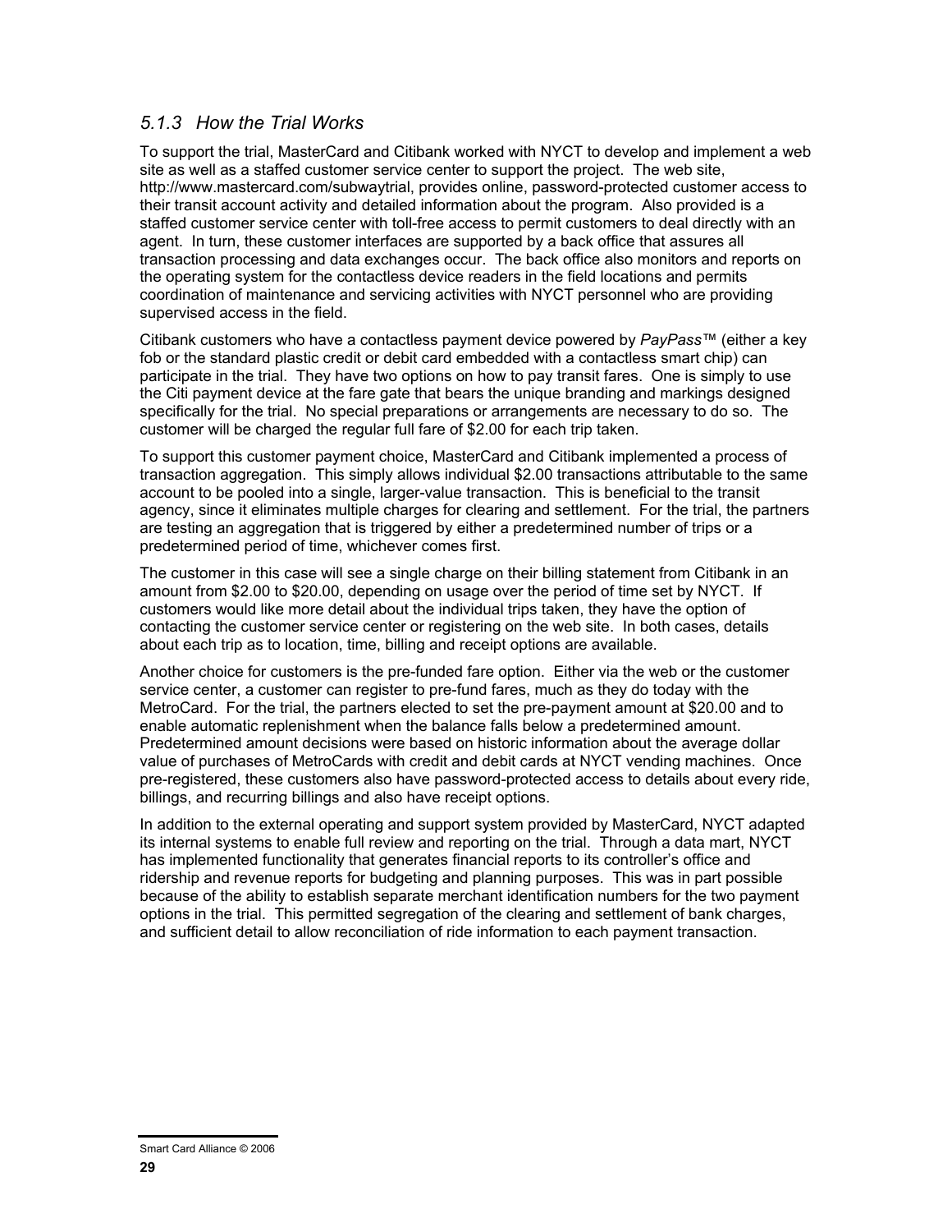### *5.1.3 How the Trial Works*

To support the trial, MasterCard and Citibank worked with NYCT to develop and implement a web site as well as a staffed customer service center to support the project. The web site, http://www.mastercard.com/subwaytrial, provides online, password-protected customer access to their transit account activity and detailed information about the program. Also provided is a staffed customer service center with toll-free access to permit customers to deal directly with an agent. In turn, these customer interfaces are supported by a back office that assures all transaction processing and data exchanges occur. The back office also monitors and reports on the operating system for the contactless device readers in the field locations and permits coordination of maintenance and servicing activities with NYCT personnel who are providing supervised access in the field.

Citibank customers who have a contactless payment device powered by *PayPass*™ (either a key fob or the standard plastic credit or debit card embedded with a contactless smart chip) can participate in the trial. They have two options on how to pay transit fares. One is simply to use the Citi payment device at the fare gate that bears the unique branding and markings designed specifically for the trial. No special preparations or arrangements are necessary to do so. The customer will be charged the regular full fare of $2.00 for each trip taken.

To support this customer payment choice, MasterCard and Citibank implemented a process of transaction aggregation. This simply allows individual $2.00 transactions attributable to the same account to be pooled into a single, larger-value transaction. This is beneficial to the transit agency, since it eliminates multiple charges for clearing and settlement. For the trial, the partners are testing an aggregation that is triggered by either a predetermined number of trips or a predetermined period of time, whichever comes first.

The customer in this case will see a single charge on their billing statement from Citibank in an amount from $2.00 to $20.00, depending on usage over the period of time set by NYCT. If customers would like more detail about the individual trips taken, they have the option of contacting the customer service center or registering on the web site. In both cases, details about each trip as to location, time, billing and receipt options are available.

Another choice for customers is the pre-funded fare option. Either via the web or the customer service center, a customer can register to pre-fund fares, much as they do today with the MetroCard. For the trial, the partners elected to set the pre-payment amount at $20.00 and to enable automatic replenishment when the balance falls below a predetermined amount. Predetermined amount decisions were based on historic information about the average dollar value of purchases of MetroCards with credit and debit cards at NYCT vending machines. Once pre-registered, these customers also have password-protected access to details about every ride, billings, and recurring billings and also have receipt options.

In addition to the external operating and support system provided by MasterCard, NYCT adapted its internal systems to enable full review and reporting on the trial. Through a data mart, NYCT has implemented functionality that generates financial reports to its controller's office and ridership and revenue reports for budgeting and planning purposes. This was in part possible because of the ability to establish separate merchant identification numbers for the two payment options in the trial. This permitted segregation of the clearing and settlement of bank charges, and sufficient detail to allow reconciliation of ride information to each payment transaction.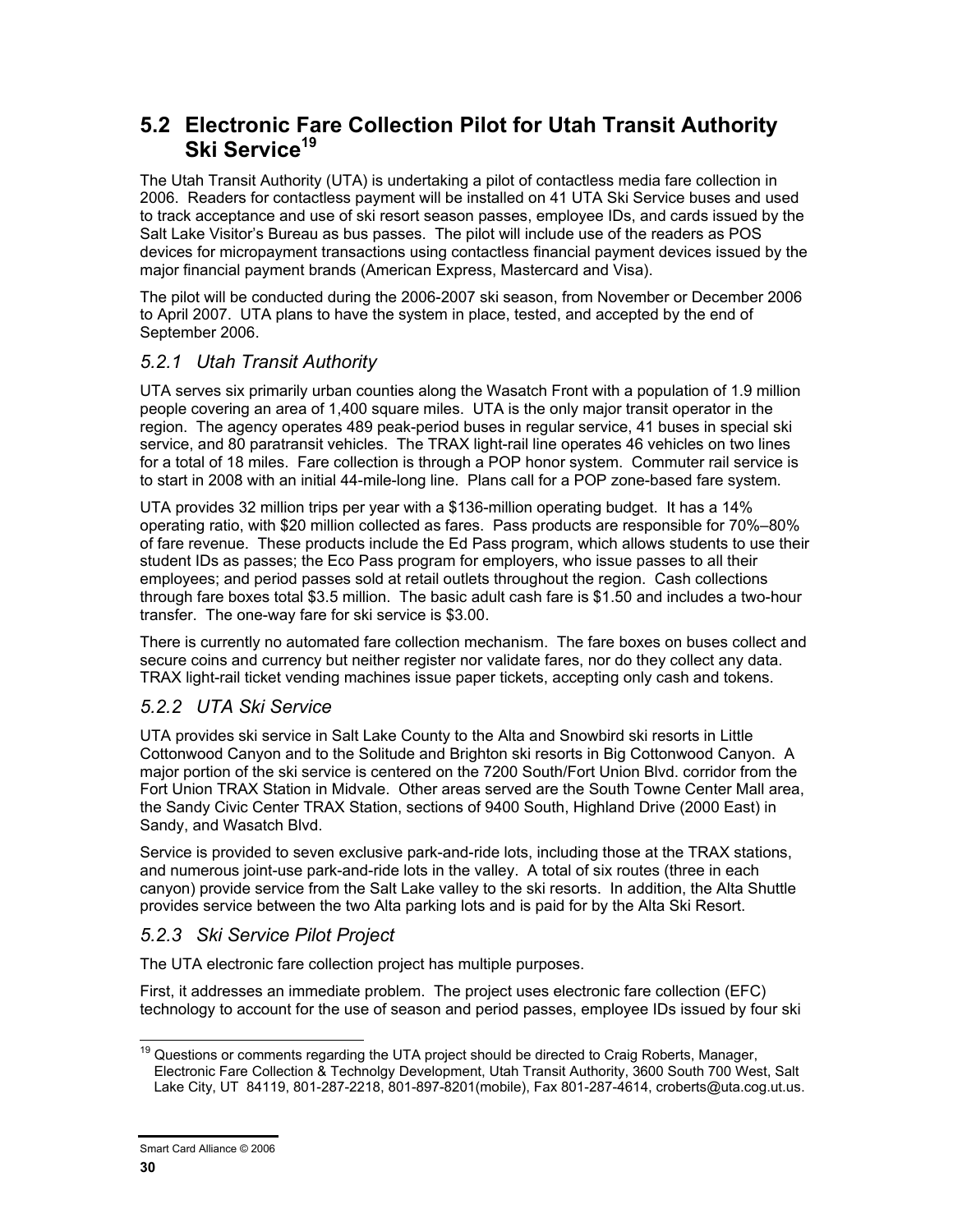## 5.2 Electronic Fare Collection Pilot for Utah Transit Authority Ski Service[19]

The Utah Transit Authority (UTA) is undertaking a pilot of contactless media fare collection in 2006. Readers for contactless payment will be installed on 41 UTA Ski Service buses and used to track acceptance and use of ski resort season passes, employee IDs, and cards issued by the Salt Lake Visitor's Bureau as bus passes. The pilot will include use of the readers as POS devices for micropayment transactions using contactless financial payment devices issued by the major financial payment brands (American Express, Mastercard and Visa).

The pilot will be conducted during the 2006-2007 ski season, from November or December 2006 to April 2007. UTA plans to have the system in place, tested, and accepted by the end of September 2006.

### *5.2.1 Utah Transit Authority*

UTA serves six primarily urban counties along the Wasatch Front with a population of 1.9 million people covering an area of 1,400 square miles. UTA is the only major transit operator in the region. The agency operates 489 peak-period buses in regular service, 41 buses in special ski service, and 80 paratransit vehicles. The TRAX light-rail line operates 46 vehicles on two lines for a total of 18 miles. Fare collection is through a POP honor system. Commuter rail service is to start in 2008 with an initial 44-mile-long line. Plans call for a POP zone-based fare system.

UTA provides 32 million trips per year with a $136-million operating budget. It has a 14% operating ratio, with $20 million collected as fares. Pass products are responsible for 70%–80% of fare revenue. These products include the Ed Pass program, which allows students to use their student IDs as passes; the Eco Pass program for employers, who issue passes to all their employees; and period passes sold at retail outlets throughout the region. Cash collections through fare boxes total $3.5 million. The basic adult cash fare is $1.50 and includes a two-hour transfer. The one-way fare for ski service is $3.00.

There is currently no automated fare collection mechanism. The fare boxes on buses collect and secure coins and currency but neither register nor validate fares, nor do they collect any data. TRAX light-rail ticket vending machines issue paper tickets, accepting only cash and tokens.

### *5.2.2 UTA Ski Service*

UTA provides ski service in Salt Lake County to the Alta and Snowbird ski resorts in Little Cottonwood Canyon and to the Solitude and Brighton ski resorts in Big Cottonwood Canyon. A major portion of the ski service is centered on the 7200 South/Fort Union Blvd. corridor from the Fort Union TRAX Station in Midvale. Other areas served are the South Towne Center Mall area, the Sandy Civic Center TRAX Station, sections of 9400 South, Highland Drive (2000 East) in Sandy, and Wasatch Blvd.

Service is provided to seven exclusive park-and-ride lots, including those at the TRAX stations, and numerous joint-use park-and-ride lots in the valley. A total of six routes (three in each canyon) provide service from the Salt Lake valley to the ski resorts. In addition, the Alta Shuttle provides service between the two Alta parking lots and is paid for by the Alta Ski Resort.

### *5.2.3 Ski Service Pilot Project*

The UTA electronic fare collection project has multiple purposes.

First, it addresses an immediate problem. The project uses electronic fare collection (EFC) technology to account for the use of season and period passes, employee IDs issued by four ski

---

[19] Questions or comments regarding the UTA project should be directed to Craig Roberts, Manager, Electronic Fare Collection & Technolgy Development, Utah Transit Authority, 3600 South 700 West, Salt Lake City, UT 84119, 801-287-2218, 801-897-8201(mobile), Fax 801-287-4614, croberts@uta.cog.ut.us.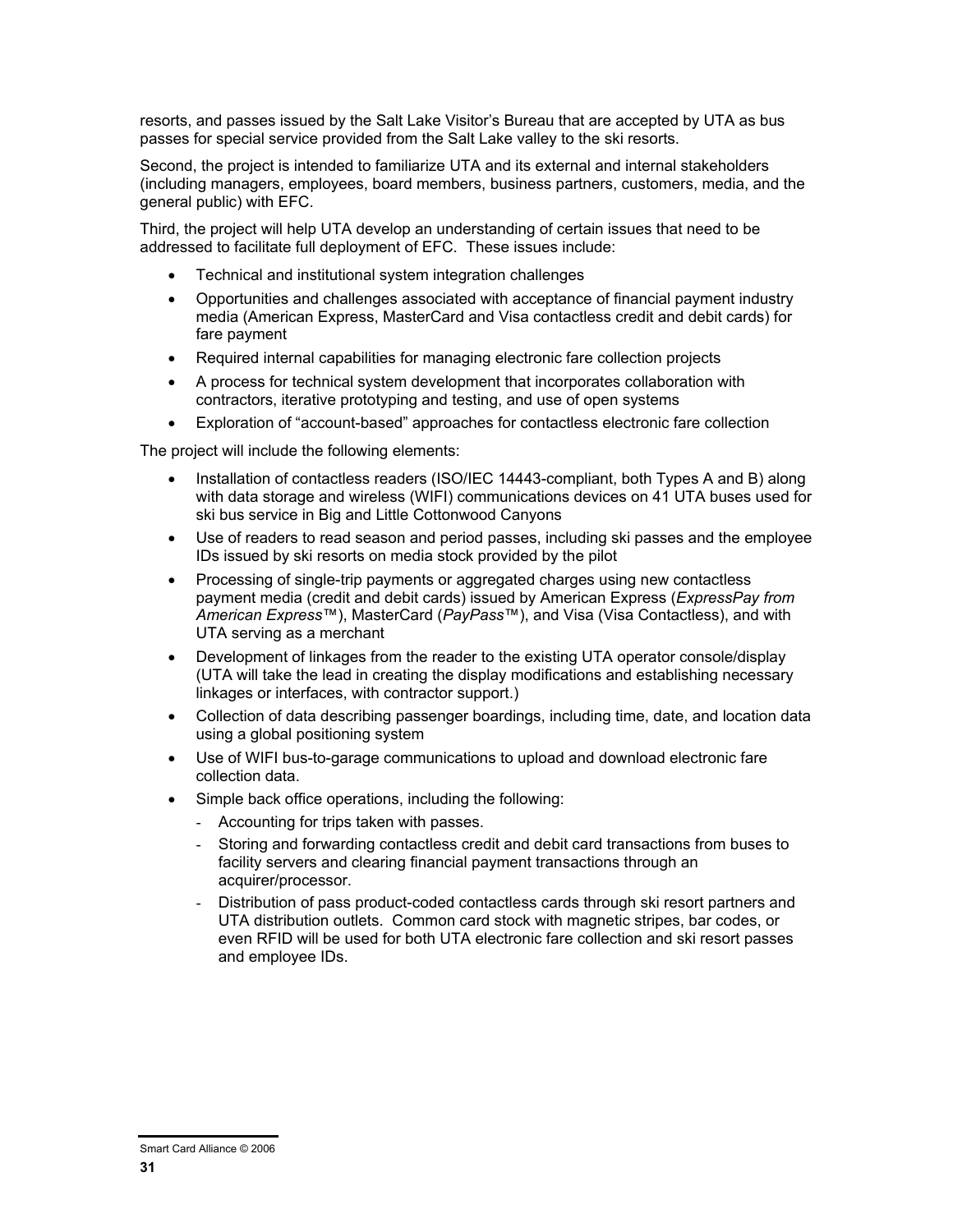resorts, and passes issued by the Salt Lake Visitor's Bureau that are accepted by UTA as bus passes for special service provided from the Salt Lake valley to the ski resorts.

Second, the project is intended to familiarize UTA and its external and internal stakeholders (including managers, employees, board members, business partners, customers, media, and the general public) with EFC.

Third, the project will help UTA develop an understanding of certain issues that need to be addressed to facilitate full deployment of EFC. These issues include:

- Technical and institutional system integration challenges
- Opportunities and challenges associated with acceptance of financial payment industry media (American Express, MasterCard and Visa contactless credit and debit cards) for fare payment
- Required internal capabilities for managing electronic fare collection projects
- A process for technical system development that incorporates collaboration with contractors, iterative prototyping and testing, and use of open systems
- Exploration of "account-based" approaches for contactless electronic fare collection

The project will include the following elements:

- Installation of contactless readers (ISO/IEC 14443-compliant, both Types A and B) along with data storage and wireless (WIFI) communications devices on 41 UTA buses used for ski bus service in Big and Little Cottonwood Canyons
- Use of readers to read season and period passes, including ski passes and the employee IDs issued by ski resorts on media stock provided by the pilot
- Processing of single-trip payments or aggregated charges using new contactless payment media (credit and debit cards) issued by American Express (*ExpressPay from American Express*™), MasterCard (*PayPass*™), and Visa (Visa Contactless), and with UTA serving as a merchant
- Development of linkages from the reader to the existing UTA operator console/display (UTA will take the lead in creating the display modifications and establishing necessary linkages or interfaces, with contractor support.)
- Collection of data describing passenger boardings, including time, date, and location data using a global positioning system
- Use of WIFI bus-to-garage communications to upload and download electronic fare collection data.
- Simple back office operations, including the following:
  - Accounting for trips taken with passes.
  - Storing and forwarding contactless credit and debit card transactions from buses to facility servers and clearing financial payment transactions through an acquirer/processor.
  - Distribution of pass product-coded contactless cards through ski resort partners and UTA distribution outlets. Common card stock with magnetic stripes, bar codes, or even RFID will be used for both UTA electronic fare collection and ski resort passes and employee IDs.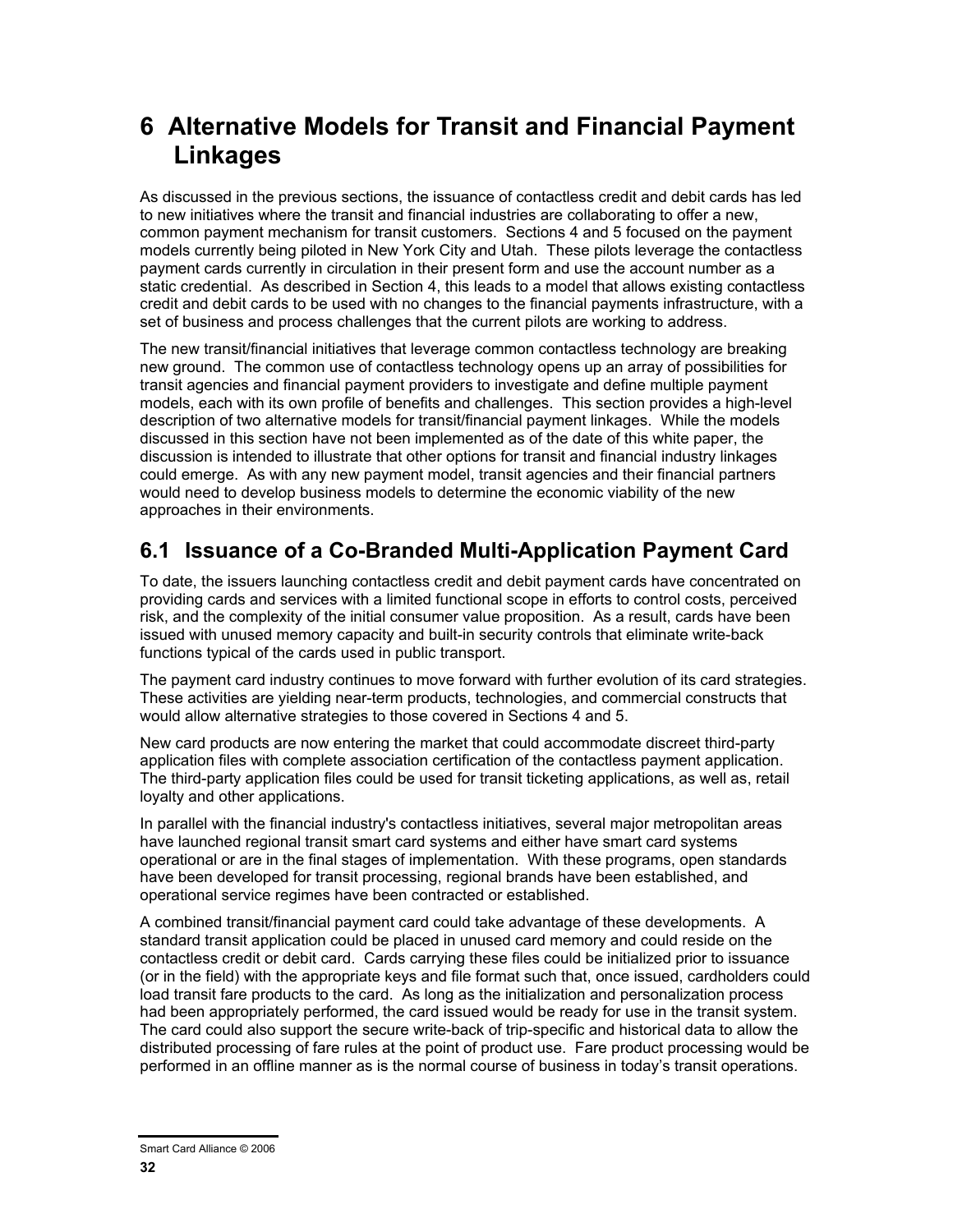# 6 Alternative Models for Transit and Financial Payment Linkages

As discussed in the previous sections, the issuance of contactless credit and debit cards has led to new initiatives where the transit and financial industries are collaborating to offer a new, common payment mechanism for transit customers. Sections 4 and 5 focused on the payment models currently being piloted in New York City and Utah. These pilots leverage the contactless payment cards currently in circulation in their present form and use the account number as a static credential. As described in Section 4, this leads to a model that allows existing contactless credit and debit cards to be used with no changes to the financial payments infrastructure, with a set of business and process challenges that the current pilots are working to address.

The new transit/financial initiatives that leverage common contactless technology are breaking new ground. The common use of contactless technology opens up an array of possibilities for transit agencies and financial payment providers to investigate and define multiple payment models, each with its own profile of benefits and challenges. This section provides a high-level description of two alternative models for transit/financial payment linkages. While the models discussed in this section have not been implemented as of the date of this white paper, the discussion is intended to illustrate that other options for transit and financial industry linkages could emerge. As with any new payment model, transit agencies and their financial partners would need to develop business models to determine the economic viability of the new approaches in their environments.

## 6.1 Issuance of a Co-Branded Multi-Application Payment Card

To date, the issuers launching contactless credit and debit payment cards have concentrated on providing cards and services with a limited functional scope in efforts to control costs, perceived risk, and the complexity of the initial consumer value proposition. As a result, cards have been issued with unused memory capacity and built-in security controls that eliminate write-back functions typical of the cards used in public transport.

The payment card industry continues to move forward with further evolution of its card strategies. These activities are yielding near-term products, technologies, and commercial constructs that would allow alternative strategies to those covered in Sections 4 and 5.

New card products are now entering the market that could accommodate discreet third-party application files with complete association certification of the contactless payment application. The third-party application files could be used for transit ticketing applications, as well as, retail loyalty and other applications.

In parallel with the financial industry's contactless initiatives, several major metropolitan areas have launched regional transit smart card systems and either have smart card systems operational or are in the final stages of implementation. With these programs, open standards have been developed for transit processing, regional brands have been established, and operational service regimes have been contracted or established.

A combined transit/financial payment card could take advantage of these developments. A standard transit application could be placed in unused card memory and could reside on the contactless credit or debit card. Cards carrying these files could be initialized prior to issuance (or in the field) with the appropriate keys and file format such that, once issued, cardholders could load transit fare products to the card. As long as the initialization and personalization process had been appropriately performed, the card issued would be ready for use in the transit system. The card could also support the secure write-back of trip-specific and historical data to allow the distributed processing of fare rules at the point of product use. Fare product processing would be performed in an offline manner as is the normal course of business in today's transit operations.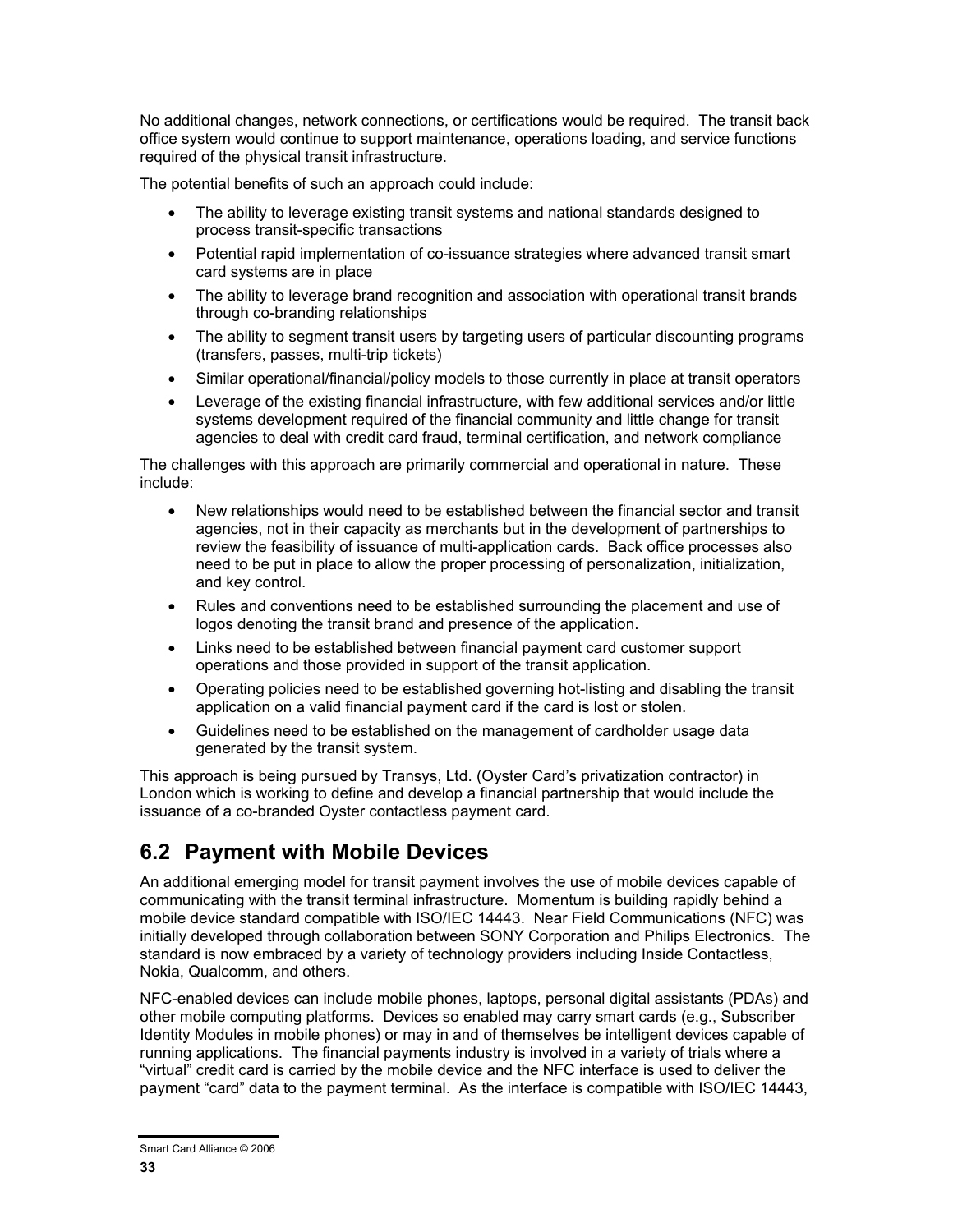No additional changes, network connections, or certifications would be required. The transit back office system would continue to support maintenance, operations loading, and service functions required of the physical transit infrastructure.

The potential benefits of such an approach could include:

- The ability to leverage existing transit systems and national standards designed to process transit-specific transactions
- Potential rapid implementation of co-issuance strategies where advanced transit smart card systems are in place
- The ability to leverage brand recognition and association with operational transit brands through co-branding relationships
- The ability to segment transit users by targeting users of particular discounting programs (transfers, passes, multi-trip tickets)
- Similar operational/financial/policy models to those currently in place at transit operators
- Leverage of the existing financial infrastructure, with few additional services and/or little systems development required of the financial community and little change for transit agencies to deal with credit card fraud, terminal certification, and network compliance

The challenges with this approach are primarily commercial and operational in nature. These include:

- New relationships would need to be established between the financial sector and transit agencies, not in their capacity as merchants but in the development of partnerships to review the feasibility of issuance of multi-application cards. Back office processes also need to be put in place to allow the proper processing of personalization, initialization, and key control.
- Rules and conventions need to be established surrounding the placement and use of logos denoting the transit brand and presence of the application.
- Links need to be established between financial payment card customer support operations and those provided in support of the transit application.
- Operating policies need to be established governing hot-listing and disabling the transit application on a valid financial payment card if the card is lost or stolen.
- Guidelines need to be established on the management of cardholder usage data generated by the transit system.

This approach is being pursued by Transys, Ltd. (Oyster Card's privatization contractor) in London which is working to define and develop a financial partnership that would include the issuance of a co-branded Oyster contactless payment card.

## 6.2 Payment with Mobile Devices

An additional emerging model for transit payment involves the use of mobile devices capable of communicating with the transit terminal infrastructure. Momentum is building rapidly behind a mobile device standard compatible with ISO/IEC 14443. Near Field Communications (NFC) was initially developed through collaboration between SONY Corporation and Philips Electronics. The standard is now embraced by a variety of technology providers including Inside Contactless, Nokia, Qualcomm, and others.

NFC-enabled devices can include mobile phones, laptops, personal digital assistants (PDAs) and other mobile computing platforms. Devices so enabled may carry smart cards (e.g., Subscriber Identity Modules in mobile phones) or may in and of themselves be intelligent devices capable of running applications. The financial payments industry is involved in a variety of trials where a "virtual" credit card is carried by the mobile device and the NFC interface is used to deliver the payment "card" data to the payment terminal. As the interface is compatible with ISO/IEC 14443,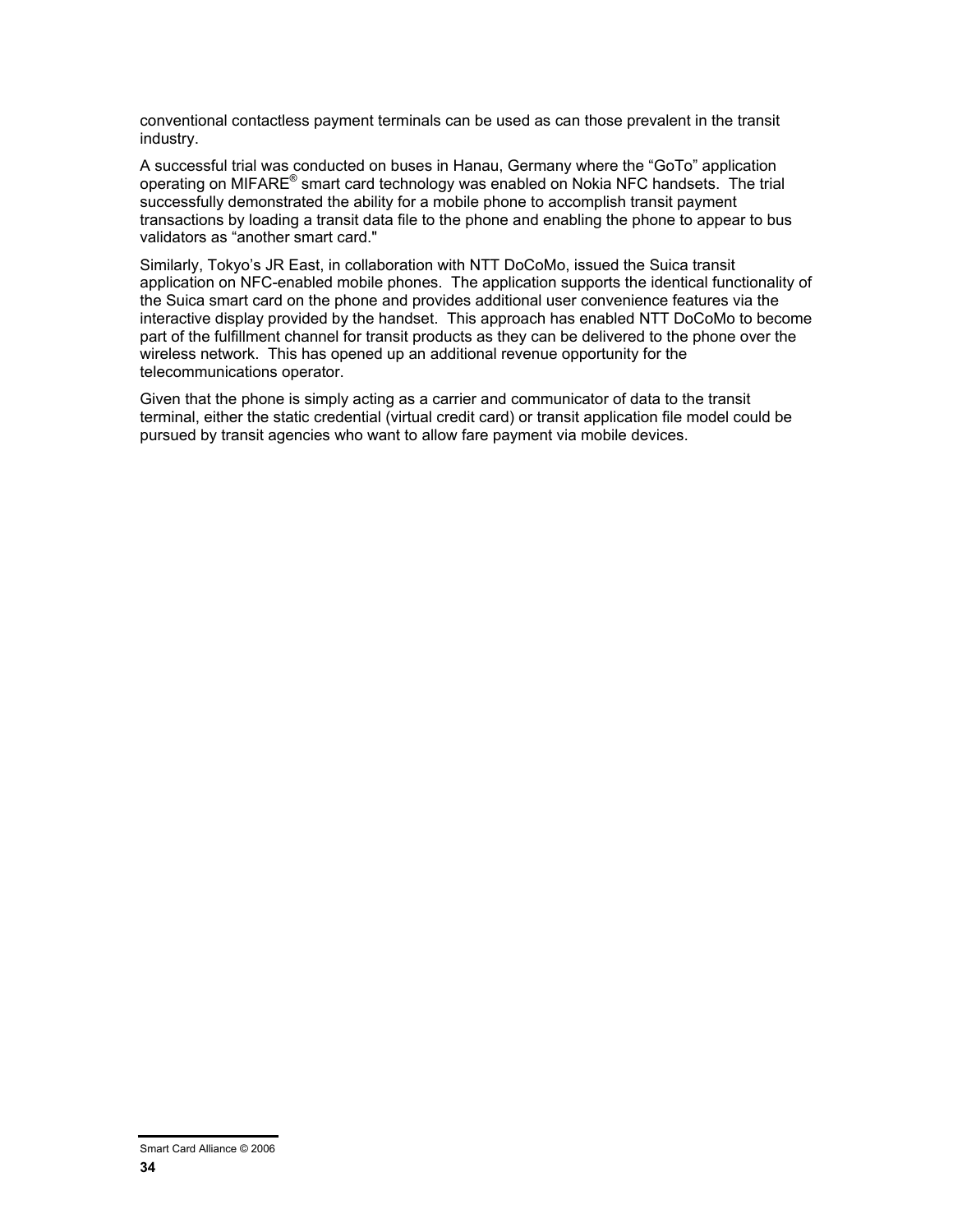conventional contactless payment terminals can be used as can those prevalent in the transit industry.

A successful trial was conducted on buses in Hanau, Germany where the "GoTo" application operating on MIFARE® smart card technology was enabled on Nokia NFC handsets. The trial successfully demonstrated the ability for a mobile phone to accomplish transit payment transactions by loading a transit data file to the phone and enabling the phone to appear to bus validators as "another smart card."

Similarly, Tokyo's JR East, in collaboration with NTT DoCoMo, issued the Suica transit application on NFC-enabled mobile phones. The application supports the identical functionality of the Suica smart card on the phone and provides additional user convenience features via the interactive display provided by the handset. This approach has enabled NTT DoCoMo to become part of the fulfillment channel for transit products as they can be delivered to the phone over the wireless network. This has opened up an additional revenue opportunity for the telecommunications operator.

Given that the phone is simply acting as a carrier and communicator of data to the transit terminal, either the static credential (virtual credit card) or transit application file model could be pursued by transit agencies who want to allow fare payment via mobile devices.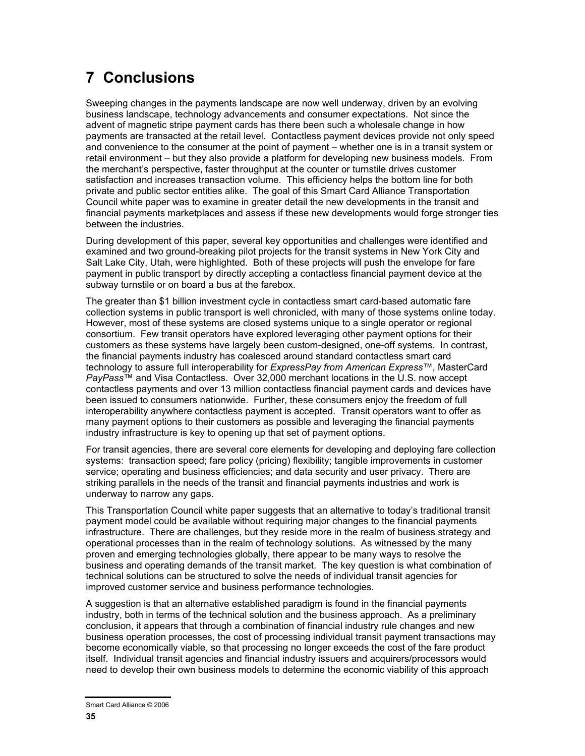# 7 Conclusions

Sweeping changes in the payments landscape are now well underway, driven by an evolving business landscape, technology advancements and consumer expectations. Not since the advent of magnetic stripe payment cards has there been such a wholesale change in how payments are transacted at the retail level. Contactless payment devices provide not only speed and convenience to the consumer at the point of payment – whether one is in a transit system or retail environment – but they also provide a platform for developing new business models. From the merchant's perspective, faster throughput at the counter or turnstile drives customer satisfaction and increases transaction volume. This efficiency helps the bottom line for both private and public sector entities alike. The goal of this Smart Card Alliance Transportation Council white paper was to examine in greater detail the new developments in the transit and financial payments marketplaces and assess if these new developments would forge stronger ties between the industries.

During development of this paper, several key opportunities and challenges were identified and examined and two ground-breaking pilot projects for the transit systems in New York City and Salt Lake City, Utah, were highlighted. Both of these projects will push the envelope for fare payment in public transport by directly accepting a contactless financial payment device at the subway turnstile or on board a bus at the farebox.

The greater than $1 billion investment cycle in contactless smart card-based automatic fare collection systems in public transport is well chronicled, with many of those systems online today. However, most of these systems are closed systems unique to a single operator or regional consortium. Few transit operators have explored leveraging other payment options for their customers as these systems have largely been custom-designed, one-off systems. In contrast, the financial payments industry has coalesced around standard contactless smart card technology to assure full interoperability for *ExpressPay from American Express*™, MasterCard *PayPass*™ and Visa Contactless. Over 32,000 merchant locations in the U.S. now accept contactless payments and over 13 million contactless financial payment cards and devices have been issued to consumers nationwide. Further, these consumers enjoy the freedom of full interoperability anywhere contactless payment is accepted. Transit operators want to offer as many payment options to their customers as possible and leveraging the financial payments industry infrastructure is key to opening up that set of payment options.

For transit agencies, there are several core elements for developing and deploying fare collection systems: transaction speed; fare policy (pricing) flexibility; tangible improvements in customer service; operating and business efficiencies; and data security and user privacy. There are striking parallels in the needs of the transit and financial payments industries and work is underway to narrow any gaps.

This Transportation Council white paper suggests that an alternative to today's traditional transit payment model could be available without requiring major changes to the financial payments infrastructure. There are challenges, but they reside more in the realm of business strategy and operational processes than in the realm of technology solutions. As witnessed by the many proven and emerging technologies globally, there appear to be many ways to resolve the business and operating demands of the transit market. The key question is what combination of technical solutions can be structured to solve the needs of individual transit agencies for improved customer service and business performance technologies.

A suggestion is that an alternative established paradigm is found in the financial payments industry, both in terms of the technical solution and the business approach. As a preliminary conclusion, it appears that through a combination of financial industry rule changes and new business operation processes, the cost of processing individual transit payment transactions may become economically viable, so that processing no longer exceeds the cost of the fare product itself. Individual transit agencies and financial industry issuers and acquirers/processors would need to develop their own business models to determine the economic viability of this approach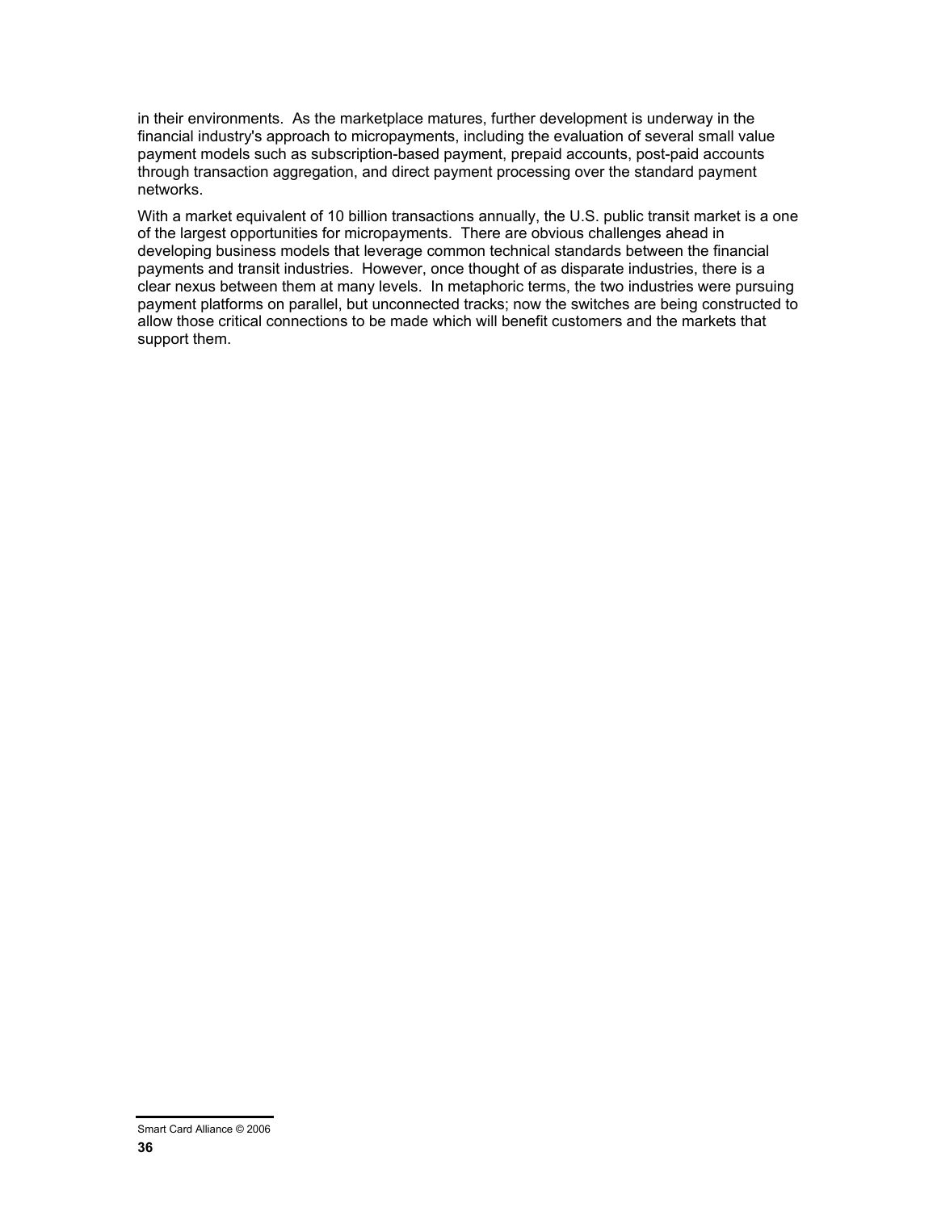in their environments. As the marketplace matures, further development is underway in the financial industry's approach to micropayments, including the evaluation of several small value payment models such as subscription-based payment, prepaid accounts, post-paid accounts through transaction aggregation, and direct payment processing over the standard payment networks.

With a market equivalent of 10 billion transactions annually, the U.S. public transit market is a one of the largest opportunities for micropayments. There are obvious challenges ahead in developing business models that leverage common technical standards between the financial payments and transit industries. However, once thought of as disparate industries, there is a clear nexus between them at many levels. In metaphoric terms, the two industries were pursuing payment platforms on parallel, but unconnected tracks; now the switches are being constructed to allow those critical connections to be made which will benefit customers and the markets that support them.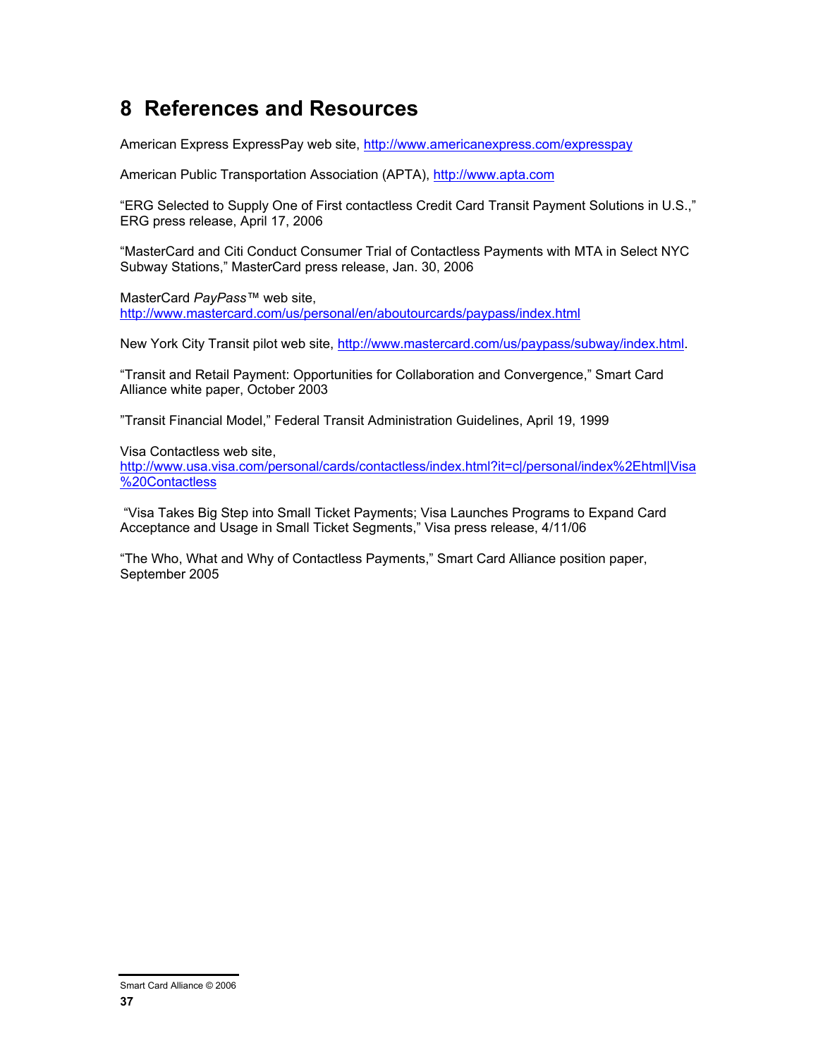# 8 References and Resources

American Express ExpressPay web site, http://www.americanexpress.com/expresspay

American Public Transportation Association (APTA), http://www.apta.com

"ERG Selected to Supply One of First contactless Credit Card Transit Payment Solutions in U.S.," ERG press release, April 17, 2006

"MasterCard and Citi Conduct Consumer Trial of Contactless Payments with MTA in Select NYC Subway Stations," MasterCard press release, Jan. 30, 2006

MasterCard *PayPass™* web site, http://www.mastercard.com/us/personal/en/aboutourcards/paypass/index.html

New York City Transit pilot web site, http://www.mastercard.com/us/paypass/subway/index.html.

"Transit and Retail Payment: Opportunities for Collaboration and Convergence," Smart Card Alliance white paper, October 2003

"Transit Financial Model," Federal Transit Administration Guidelines, April 19, 1999

Visa Contactless web site, http://www.usa.visa.com/personal/cards/contactless/index.html?it=c|/personal/index%2Ehtml|Visa%20Contactless

"Visa Takes Big Step into Small Ticket Payments; Visa Launches Programs to Expand Card Acceptance and Usage in Small Ticket Segments," Visa press release, 4/11/06

"The Who, What and Why of Contactless Payments," Smart Card Alliance position paper, September 2005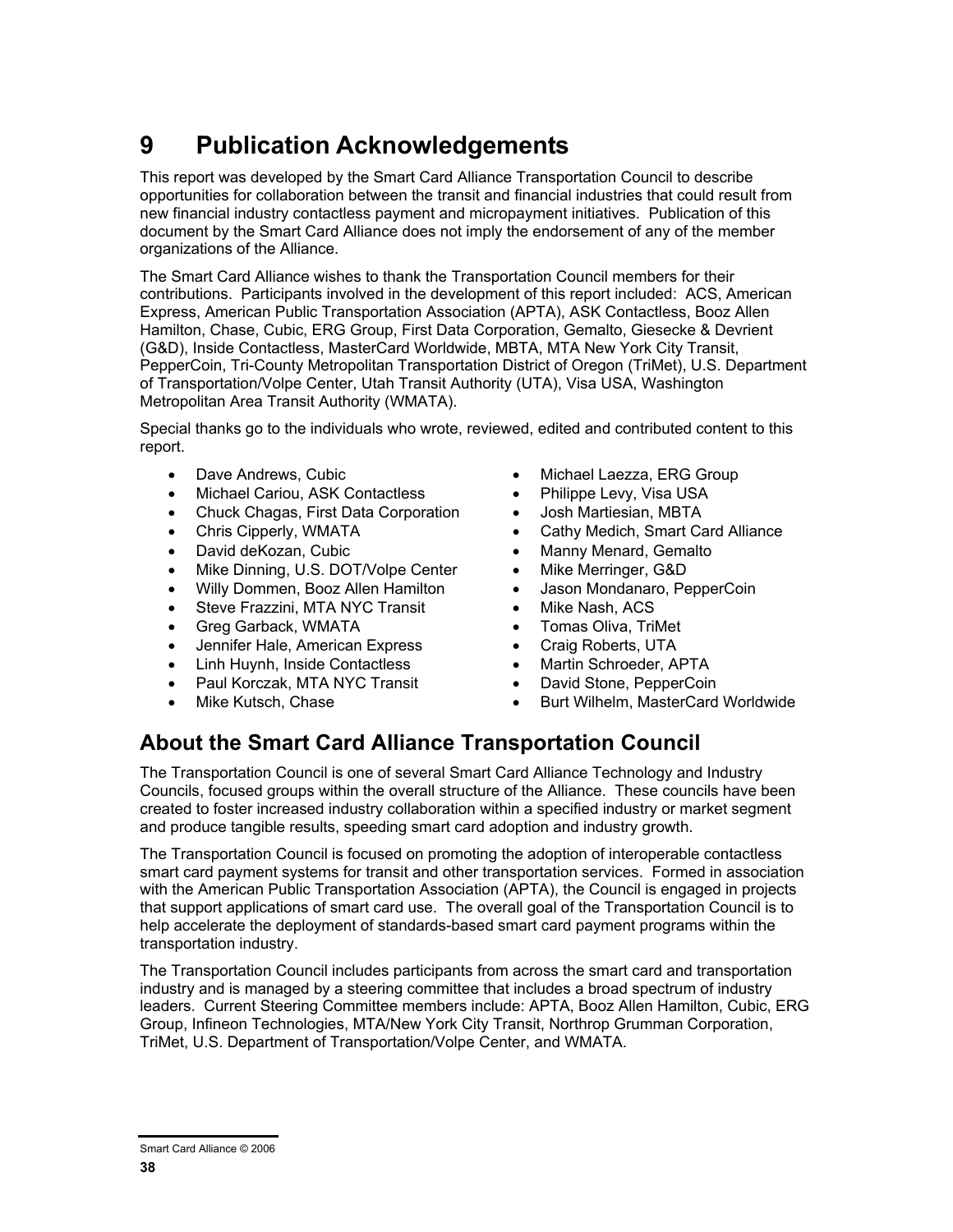# 9 Publication Acknowledgements

This report was developed by the Smart Card Alliance Transportation Council to describe opportunities for collaboration between the transit and financial industries that could result from new financial industry contactless payment and micropayment initiatives. Publication of this document by the Smart Card Alliance does not imply the endorsement of any of the member organizations of the Alliance.

The Smart Card Alliance wishes to thank the Transportation Council members for their contributions. Participants involved in the development of this report included: ACS, American Express, American Public Transportation Association (APTA), ASK Contactless, Booz Allen Hamilton, Chase, Cubic, ERG Group, First Data Corporation, Gemalto, Giesecke & Devrient (G&D), Inside Contactless, MasterCard Worldwide, MBTA, MTA New York City Transit, PepperCoin, Tri-County Metropolitan Transportation District of Oregon (TriMet), U.S. Department of Transportation/Volpe Center, Utah Transit Authority (UTA), Visa USA, Washington Metropolitan Area Transit Authority (WMATA).

Special thanks go to the individuals who wrote, reviewed, edited and contributed content to this report.

- Dave Andrews, Cubic
- Michael Cariou, ASK Contactless
- Chuck Chagas, First Data Corporation
- Chris Cipperly, WMATA
- David deKozan, Cubic
- Mike Dinning, U.S. DOT/Volpe Center
- Willy Dommen, Booz Allen Hamilton
- Steve Frazzini, MTA NYC Transit
- Greg Garback, WMATA
- Jennifer Hale, American Express
- Linh Huynh, Inside Contactless
- Paul Korczak, MTA NYC Transit
- Mike Kutsch, Chase
- Michael Laezza, ERG Group
- Philippe Levy, Visa USA
- Josh Martiesian, MBTA
- Cathy Medich, Smart Card Alliance
- Manny Menard, Gemalto
- Mike Merringer, G&D
- Jason Mondanaro, PepperCoin
- Mike Nash, ACS
- Tomas Oliva, TriMet
- Craig Roberts, UTA
- Martin Schroeder, APTA
- David Stone, PepperCoin
- Burt Wilhelm, MasterCard Worldwide

## About the Smart Card Alliance Transportation Council

The Transportation Council is one of several Smart Card Alliance Technology and Industry Councils, focused groups within the overall structure of the Alliance. These councils have been created to foster increased industry collaboration within a specified industry or market segment and produce tangible results, speeding smart card adoption and industry growth.

The Transportation Council is focused on promoting the adoption of interoperable contactless smart card payment systems for transit and other transportation services. Formed in association with the American Public Transportation Association (APTA), the Council is engaged in projects that support applications of smart card use. The overall goal of the Transportation Council is to help accelerate the deployment of standards-based smart card payment programs within the transportation industry.

The Transportation Council includes participants from across the smart card and transportation industry and is managed by a steering committee that includes a broad spectrum of industry leaders. Current Steering Committee members include: APTA, Booz Allen Hamilton, Cubic, ERG Group, Infineon Technologies, MTA/New York City Transit, Northrop Grumman Corporation, TriMet, U.S. Department of Transportation/Volpe Center, and WMATA.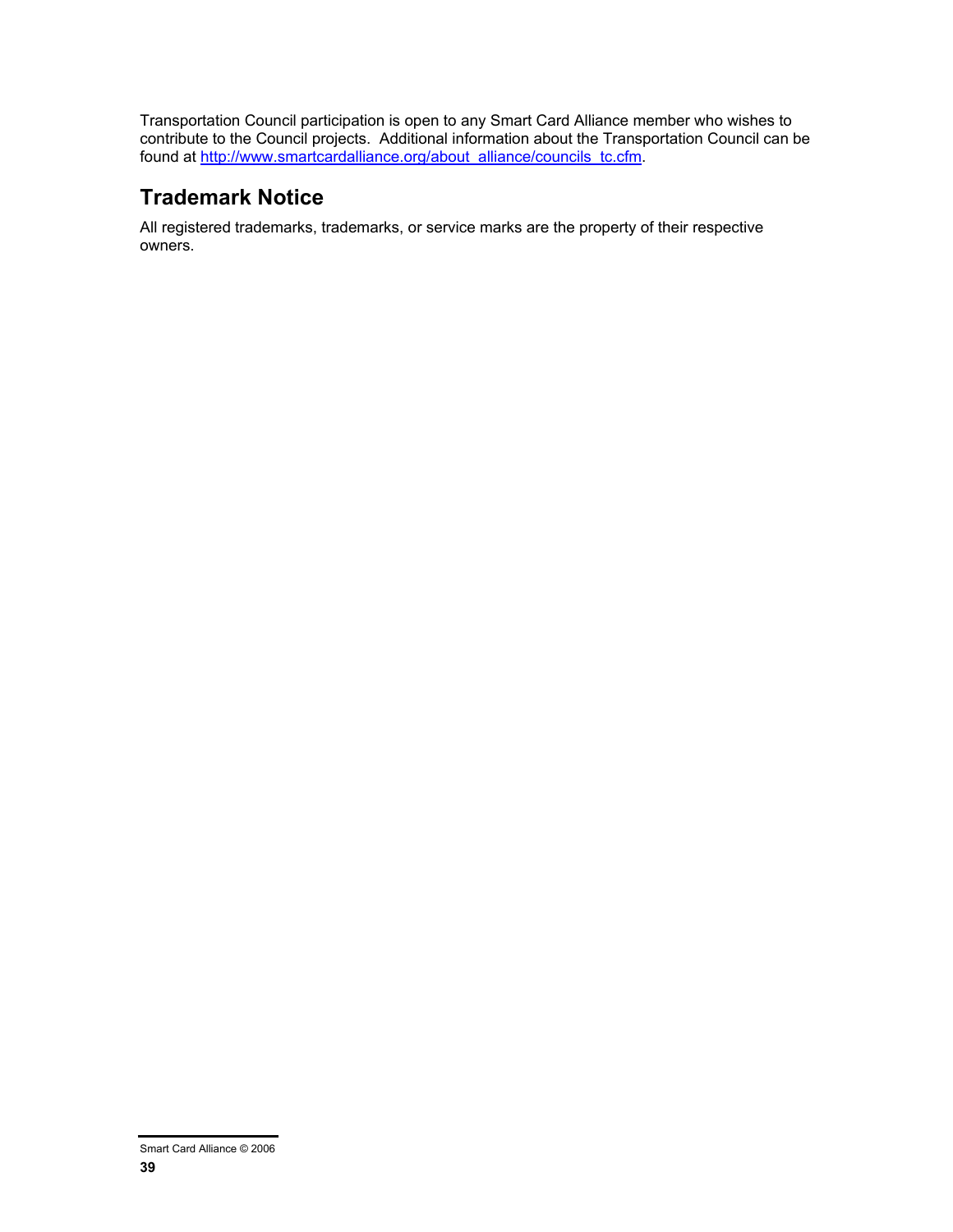Transportation Council participation is open to any Smart Card Alliance member who wishes to contribute to the Council projects. Additional information about the Transportation Council can be found at http://www.smartcardalliance.org/about_alliance/councils_tc.cfm.

## Trademark Notice

All registered trademarks, trademarks, or service marks are the property of their respective owners.